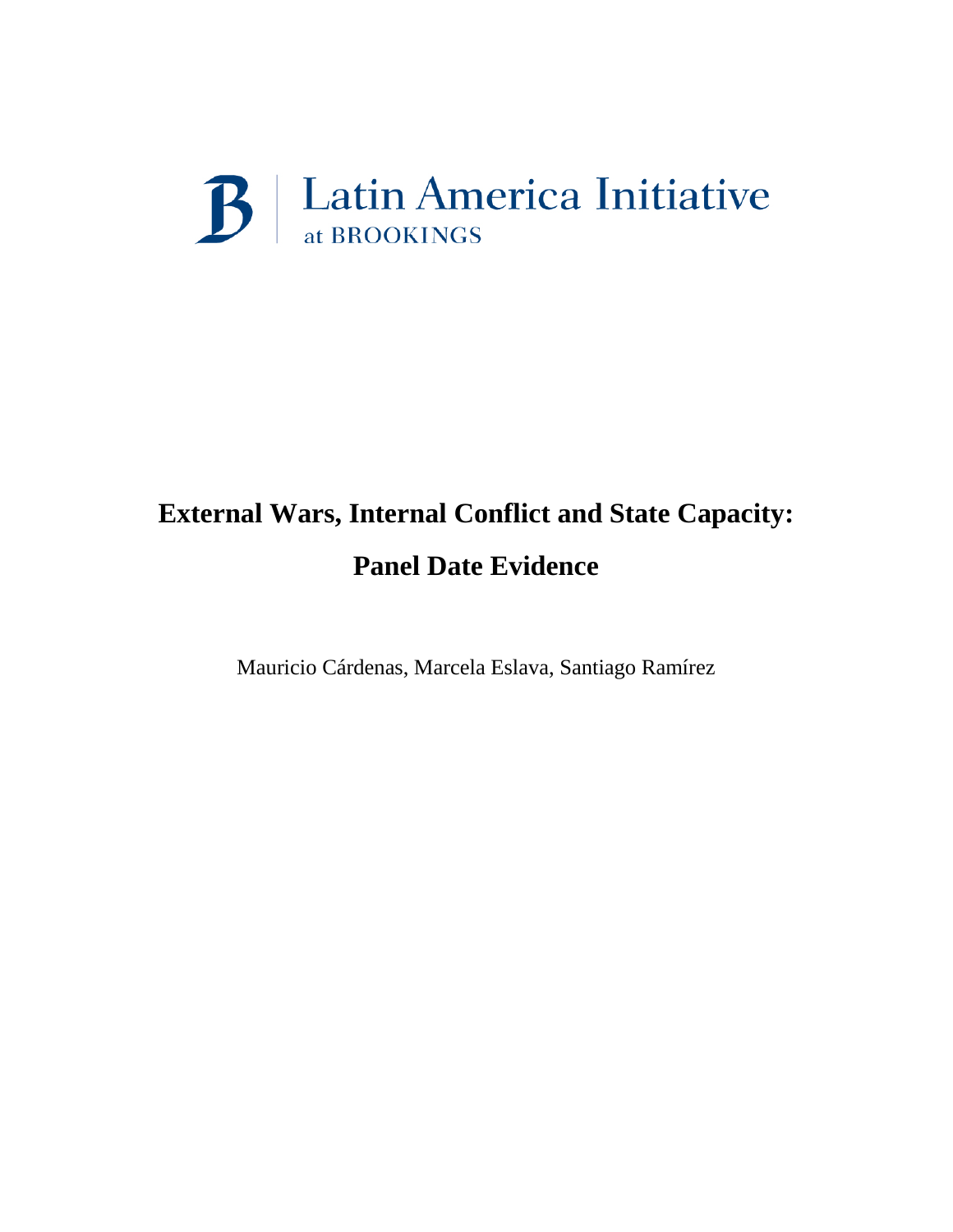Latin America Initiative at BROOKINGS

# External Wars, Internal Conflict and State Capacity: Panel Date Evidence

Mauricio Cárdenas, Marcela Eslava, Santiago Ramírez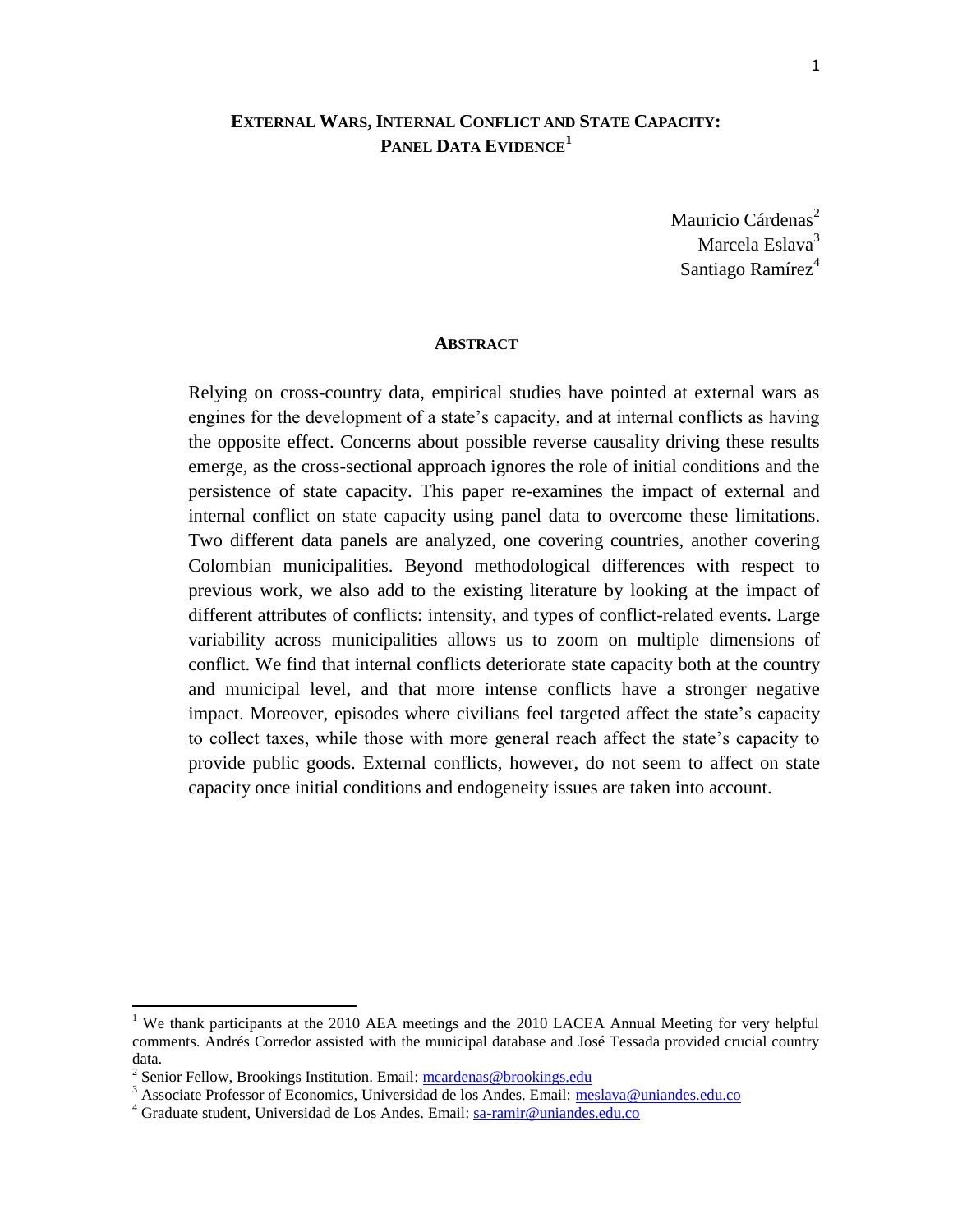# EXTERNAL WARS, INTERNAL CONFLICT AND STATE CAPACITY: PANEL DATA EVIDENCE[1]

Mauricio Cárdenas[2]
Marcela Eslava[3]
Santiago Ramírez[4]

## ABSTRACT

Relying on cross-country data, empirical studies have pointed at external wars as engines for the development of a state's capacity, and at internal conflicts as having the opposite effect. Concerns about possible reverse causality driving these results emerge, as the cross-sectional approach ignores the role of initial conditions and the persistence of state capacity. This paper re-examines the impact of external and internal conflict on state capacity using panel data to overcome these limitations. Two different data panels are analyzed, one covering countries, another covering Colombian municipalities. Beyond methodological differences with respect to previous work, we also add to the existing literature by looking at the impact of different attributes of conflicts: intensity, and types of conflict-related events. Large variability across municipalities allows us to zoom on multiple dimensions of conflict. We find that internal conflicts deteriorate state capacity both at the country and municipal level, and that more intense conflicts have a stronger negative impact. Moreover, episodes where civilians feel targeted affect the state's capacity to collect taxes, while those with more general reach affect the state's capacity to provide public goods. External conflicts, however, do not seem to affect on state capacity once initial conditions and endogeneity issues are taken into account.

---

[1] We thank participants at the 2010 AEA meetings and the 2010 LACEA Annual Meeting for very helpful comments. Andrés Corredor assisted with the municipal database and José Tessada provided crucial country data.

[2] Senior Fellow, Brookings Institution. Email: mcardenas@brookings.edu

[3] Associate Professor of Economics, Universidad de los Andes. Email: meslava@uniandes.edu.co

[4] Graduate student, Universidad de Los Andes. Email: sa-ramir@uniandes.edu.co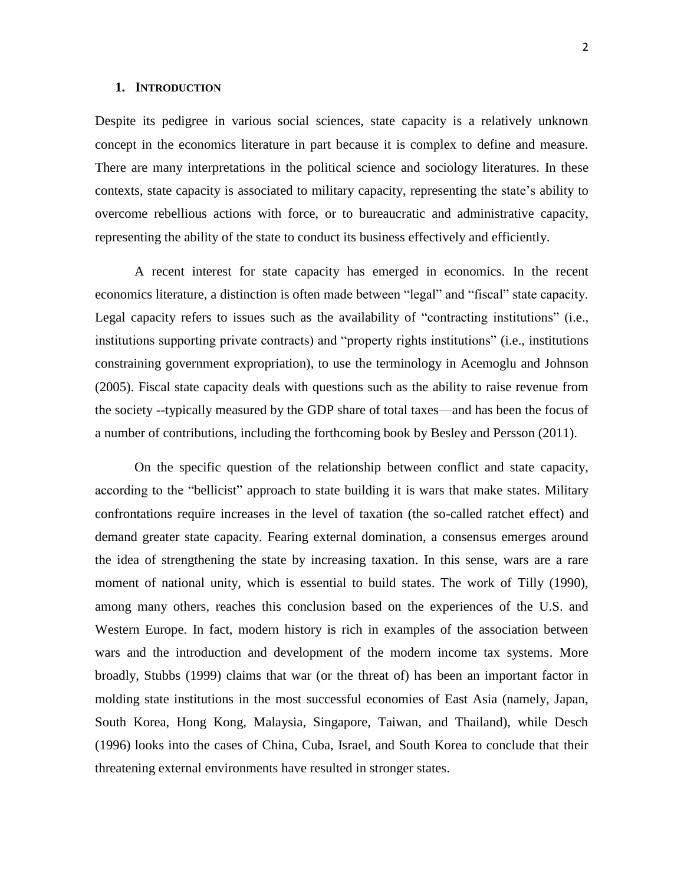## 1. INTRODUCTION

Despite its pedigree in various social sciences, state capacity is a relatively unknown concept in the economics literature in part because it is complex to define and measure. There are many interpretations in the political science and sociology literatures. In these contexts, state capacity is associated to military capacity, representing the state's ability to overcome rebellious actions with force, or to bureaucratic and administrative capacity, representing the ability of the state to conduct its business effectively and efficiently.

A recent interest for state capacity has emerged in economics. In the recent economics literature, a distinction is often made between "legal" and "fiscal" state capacity. Legal capacity refers to issues such as the availability of "contracting institutions" (i.e., institutions supporting private contracts) and "property rights institutions" (i.e., institutions constraining government expropriation), to use the terminology in Acemoglu and Johnson (2005). Fiscal state capacity deals with questions such as the ability to raise revenue from the society --typically measured by the GDP share of total taxes—and has been the focus of a number of contributions, including the forthcoming book by Besley and Persson (2011).

On the specific question of the relationship between conflict and state capacity, according to the "bellicist" approach to state building it is wars that make states. Military confrontations require increases in the level of taxation (the so-called ratchet effect) and demand greater state capacity. Fearing external domination, a consensus emerges around the idea of strengthening the state by increasing taxation. In this sense, wars are a rare moment of national unity, which is essential to build states. The work of Tilly (1990), among many others, reaches this conclusion based on the experiences of the U.S. and Western Europe. In fact, modern history is rich in examples of the association between wars and the introduction and development of the modern income tax systems. More broadly, Stubbs (1999) claims that war (or the threat of) has been an important factor in molding state institutions in the most successful economies of East Asia (namely, Japan, South Korea, Hong Kong, Malaysia, Singapore, Taiwan, and Thailand), while Desch (1996) looks into the cases of China, Cuba, Israel, and South Korea to conclude that their threatening external environments have resulted in stronger states.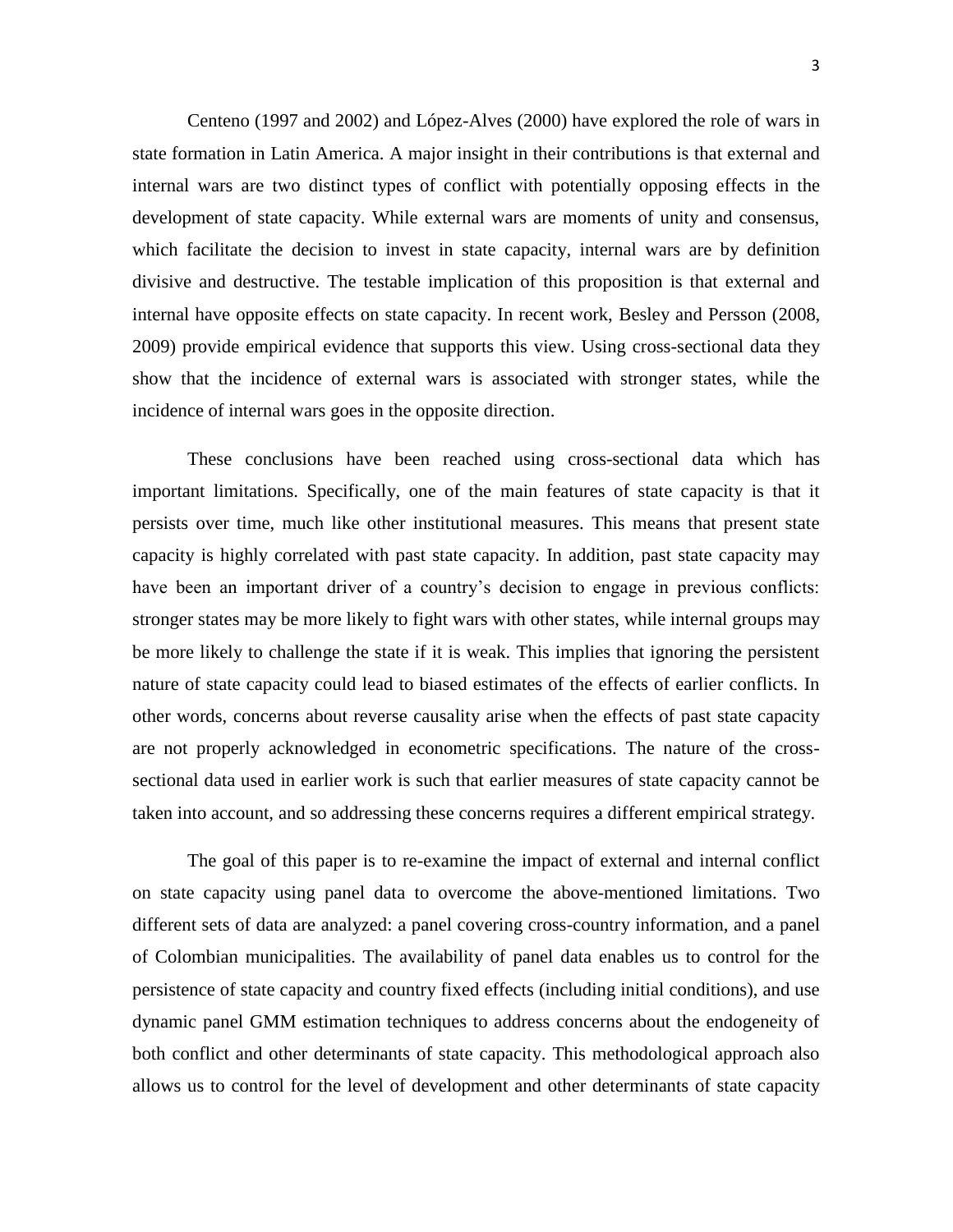Centeno (1997 and 2002) and López-Alves (2000) have explored the role of wars in state formation in Latin America. A major insight in their contributions is that external and internal wars are two distinct types of conflict with potentially opposing effects in the development of state capacity. While external wars are moments of unity and consensus, which facilitate the decision to invest in state capacity, internal wars are by definition divisive and destructive. The testable implication of this proposition is that external and internal have opposite effects on state capacity. In recent work, Besley and Persson (2008, 2009) provide empirical evidence that supports this view. Using cross-sectional data they show that the incidence of external wars is associated with stronger states, while the incidence of internal wars goes in the opposite direction.

These conclusions have been reached using cross-sectional data which has important limitations. Specifically, one of the main features of state capacity is that it persists over time, much like other institutional measures. This means that present state capacity is highly correlated with past state capacity. In addition, past state capacity may have been an important driver of a country's decision to engage in previous conflicts: stronger states may be more likely to fight wars with other states, while internal groups may be more likely to challenge the state if it is weak. This implies that ignoring the persistent nature of state capacity could lead to biased estimates of the effects of earlier conflicts. In other words, concerns about reverse causality arise when the effects of past state capacity are not properly acknowledged in econometric specifications. The nature of the cross-sectional data used in earlier work is such that earlier measures of state capacity cannot be taken into account, and so addressing these concerns requires a different empirical strategy.

The goal of this paper is to re-examine the impact of external and internal conflict on state capacity using panel data to overcome the above-mentioned limitations. Two different sets of data are analyzed: a panel covering cross-country information, and a panel of Colombian municipalities. The availability of panel data enables us to control for the persistence of state capacity and country fixed effects (including initial conditions), and use dynamic panel GMM estimation techniques to address concerns about the endogeneity of both conflict and other determinants of state capacity. This methodological approach also allows us to control for the level of development and other determinants of state capacity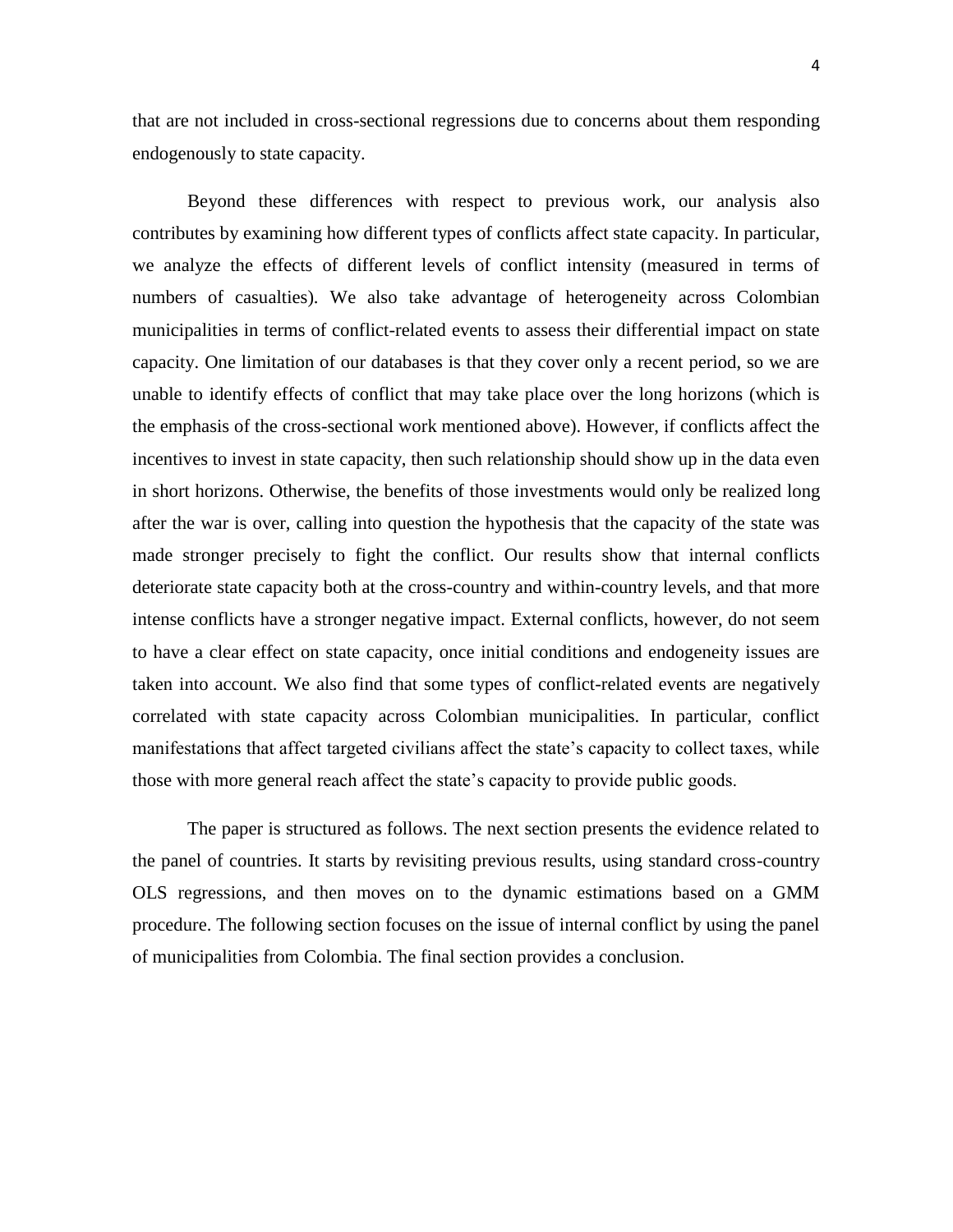that are not included in cross-sectional regressions due to concerns about them responding endogenously to state capacity.

Beyond these differences with respect to previous work, our analysis also contributes by examining how different types of conflicts affect state capacity. In particular, we analyze the effects of different levels of conflict intensity (measured in terms of numbers of casualties). We also take advantage of heterogeneity across Colombian municipalities in terms of conflict-related events to assess their differential impact on state capacity. One limitation of our databases is that they cover only a recent period, so we are unable to identify effects of conflict that may take place over the long horizons (which is the emphasis of the cross-sectional work mentioned above). However, if conflicts affect the incentives to invest in state capacity, then such relationship should show up in the data even in short horizons. Otherwise, the benefits of those investments would only be realized long after the war is over, calling into question the hypothesis that the capacity of the state was made stronger precisely to fight the conflict. Our results show that internal conflicts deteriorate state capacity both at the cross-country and within-country levels, and that more intense conflicts have a stronger negative impact. External conflicts, however, do not seem to have a clear effect on state capacity, once initial conditions and endogeneity issues are taken into account. We also find that some types of conflict-related events are negatively correlated with state capacity across Colombian municipalities. In particular, conflict manifestations that affect targeted civilians affect the state's capacity to collect taxes, while those with more general reach affect the state's capacity to provide public goods.

The paper is structured as follows. The next section presents the evidence related to the panel of countries. It starts by revisiting previous results, using standard cross-country OLS regressions, and then moves on to the dynamic estimations based on a GMM procedure. The following section focuses on the issue of internal conflict by using the panel of municipalities from Colombia. The final section provides a conclusion.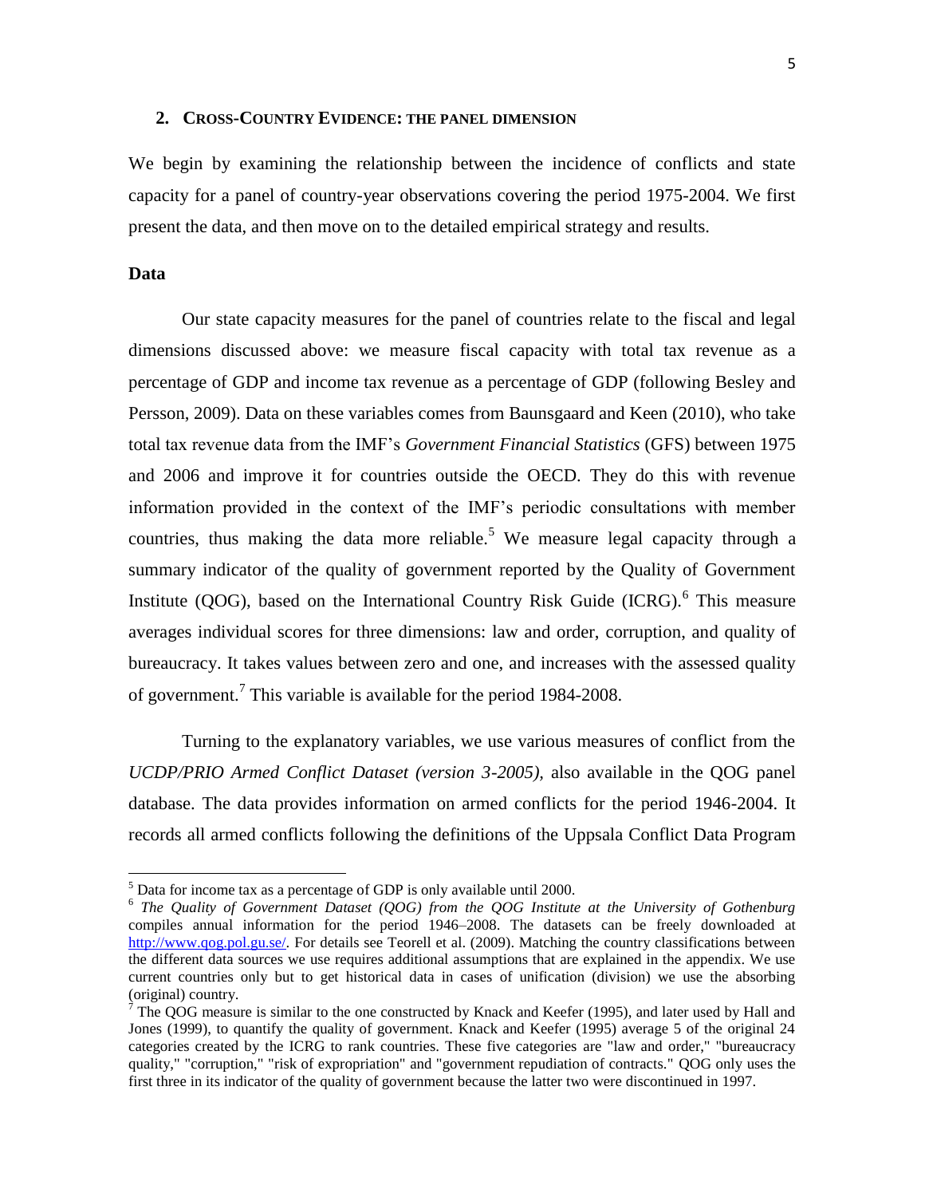## 2. Cross-Country Evidence: the panel dimension

We begin by examining the relationship between the incidence of conflicts and state capacity for a panel of country-year observations covering the period 1975-2004. We first present the data, and then move on to the detailed empirical strategy and results.

### Data

Our state capacity measures for the panel of countries relate to the fiscal and legal dimensions discussed above: we measure fiscal capacity with total tax revenue as a percentage of GDP and income tax revenue as a percentage of GDP (following Besley and Persson, 2009). Data on these variables comes from Baunsgaard and Keen (2010), who take total tax revenue data from the IMF's *Government Financial Statistics* (GFS) between 1975 and 2006 and improve it for countries outside the OECD. They do this with revenue information provided in the context of the IMF's periodic consultations with member countries, thus making the data more reliable.[5] We measure legal capacity through a summary indicator of the quality of government reported by the Quality of Government Institute (QOG), based on the International Country Risk Guide (ICRG).[6] This measure averages individual scores for three dimensions: law and order, corruption, and quality of bureaucracy. It takes values between zero and one, and increases with the assessed quality of government.[7] This variable is available for the period 1984-2008.

Turning to the explanatory variables, we use various measures of conflict from the *UCDP/PRIO Armed Conflict Dataset (version 3-2005),* also available in the QOG panel database. The data provides information on armed conflicts for the period 1946-2004. It records all armed conflicts following the definitions of the Uppsala Conflict Data Program

---

[5] Data for income tax as a percentage of GDP is only available until 2000.

[6] *The Quality of Government Dataset (QOG) from the QOG Institute at the University of Gothenburg* compiles annual information for the period 1946–2008. The datasets can be freely downloaded at http://www.qog.pol.gu.se/. For details see Teorell et al. (2009). Matching the country classifications between the different data sources we use requires additional assumptions that are explained in the appendix. We use current countries only but to get historical data in cases of unification (division) we use the absorbing (original) country.

[7] The QOG measure is similar to the one constructed by Knack and Keefer (1995), and later used by Hall and Jones (1999), to quantify the quality of government. Knack and Keefer (1995) average 5 of the original 24 categories created by the ICRG to rank countries. These five categories are "law and order," "bureaucracy quality," "corruption," "risk of expropriation" and "government repudiation of contracts." QOG only uses the first three in its indicator of the quality of government because the latter two were discontinued in 1997.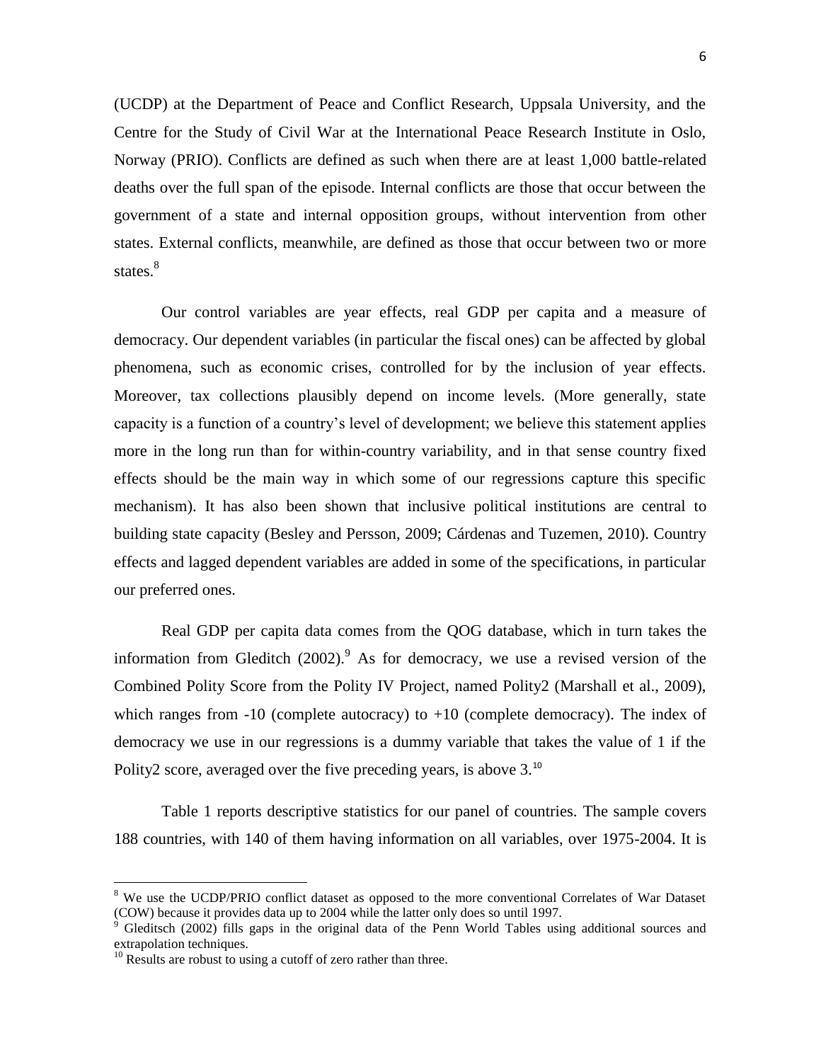(UCDP) at the Department of Peace and Conflict Research, Uppsala University, and the Centre for the Study of Civil War at the International Peace Research Institute in Oslo, Norway (PRIO). Conflicts are defined as such when there are at least 1,000 battle-related deaths over the full span of the episode. Internal conflicts are those that occur between the government of a state and internal opposition groups, without intervention from other states. External conflicts, meanwhile, are defined as those that occur between two or more states.[8]

Our control variables are year effects, real GDP per capita and a measure of democracy. Our dependent variables (in particular the fiscal ones) can be affected by global phenomena, such as economic crises, controlled for by the inclusion of year effects. Moreover, tax collections plausibly depend on income levels. (More generally, state capacity is a function of a country's level of development; we believe this statement applies more in the long run than for within-country variability, and in that sense country fixed effects should be the main way in which some of our regressions capture this specific mechanism). It has also been shown that inclusive political institutions are central to building state capacity (Besley and Persson, 2009; Cárdenas and Tuzemen, 2010). Country effects and lagged dependent variables are added in some of the specifications, in particular our preferred ones.

Real GDP per capita data comes from the QOG database, which in turn takes the information from Gleditch (2002).[9] As for democracy, we use a revised version of the Combined Polity Score from the Polity IV Project, named Polity2 (Marshall et al., 2009), which ranges from -10 (complete autocracy) to +10 (complete democracy). The index of democracy we use in our regressions is a dummy variable that takes the value of 1 if the Polity2 score, averaged over the five preceding years, is above 3.[10]

Table 1 reports descriptive statistics for our panel of countries. The sample covers 188 countries, with 140 of them having information on all variables, over 1975-2004. It is

---

[8] We use the UCDP/PRIO conflict dataset as opposed to the more conventional Correlates of War Dataset (COW) because it provides data up to 2004 while the latter only does so until 1997.

[9] Gleditsch (2002) fills gaps in the original data of the Penn World Tables using additional sources and extrapolation techniques.

[10] Results are robust to using a cutoff of zero rather than three.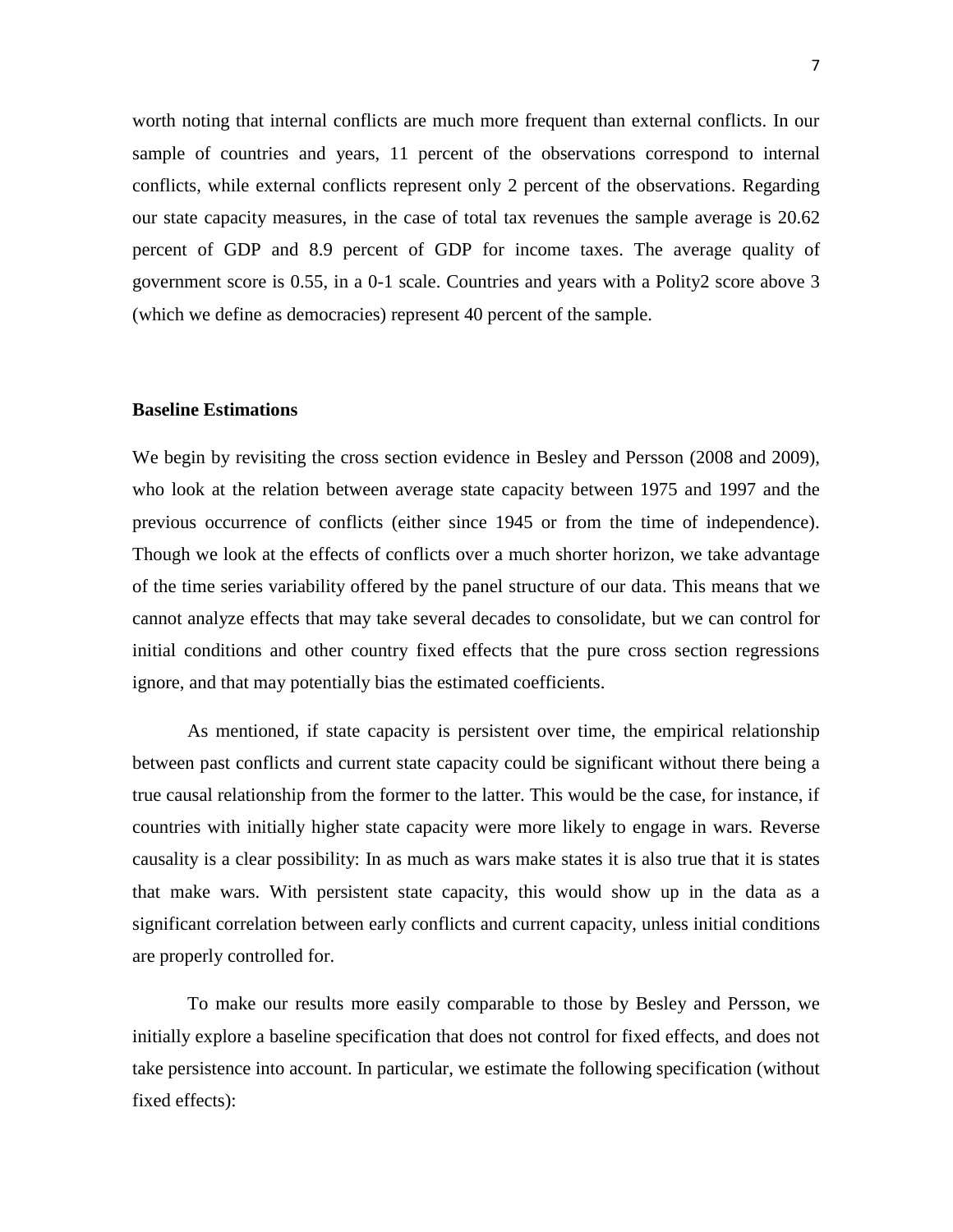worth noting that internal conflicts are much more frequent than external conflicts. In our sample of countries and years, 11 percent of the observations correspond to internal conflicts, while external conflicts represent only 2 percent of the observations. Regarding our state capacity measures, in the case of total tax revenues the sample average is 20.62 percent of GDP and 8.9 percent of GDP for income taxes. The average quality of government score is 0.55, in a 0-1 scale. Countries and years with a Polity2 score above 3 (which we define as democracies) represent 40 percent of the sample.

**Baseline Estimations**

We begin by revisiting the cross section evidence in Besley and Persson (2008 and 2009), who look at the relation between average state capacity between 1975 and 1997 and the previous occurrence of conflicts (either since 1945 or from the time of independence). Though we look at the effects of conflicts over a much shorter horizon, we take advantage of the time series variability offered by the panel structure of our data. This means that we cannot analyze effects that may take several decades to consolidate, but we can control for initial conditions and other country fixed effects that the pure cross section regressions ignore, and that may potentially bias the estimated coefficients.

As mentioned, if state capacity is persistent over time, the empirical relationship between past conflicts and current state capacity could be significant without there being a true causal relationship from the former to the latter. This would be the case, for instance, if countries with initially higher state capacity were more likely to engage in wars. Reverse causality is a clear possibility: In as much as wars make states it is also true that it is states that make wars. With persistent state capacity, this would show up in the data as a significant correlation between early conflicts and current capacity, unless initial conditions are properly controlled for.

To make our results more easily comparable to those by Besley and Persson, we initially explore a baseline specification that does not control for fixed effects, and does not take persistence into account. In particular, we estimate the following specification (without fixed effects):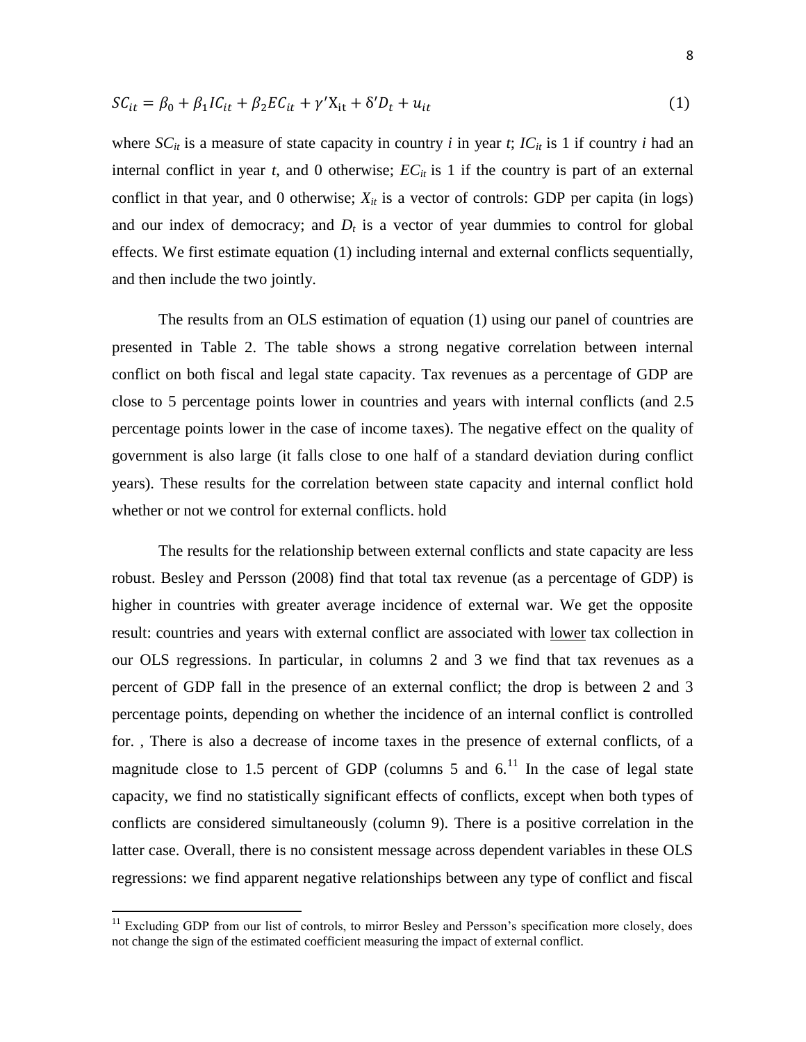$$SC_{it} = \beta_0 + \beta_1 IC_{it} + \beta_2 EC_{it} + \gamma' X_{it} + \delta' D_t + u_{it} \tag{1}$$

where $SC_{it}$ is a measure of state capacity in country *i* in year *t*; $IC_{it}$ is 1 if country *i* had an internal conflict in year *t*, and 0 otherwise; $EC_{it}$ is 1 if the country is part of an external conflict in that year, and 0 otherwise; $X_{it}$ is a vector of controls: GDP per capita (in logs) and our index of democracy; and $D_t$ is a vector of year dummies to control for global effects. We first estimate equation (1) including internal and external conflicts sequentially, and then include the two jointly.

The results from an OLS estimation of equation (1) using our panel of countries are presented in Table 2. The table shows a strong negative correlation between internal conflict on both fiscal and legal state capacity. Tax revenues as a percentage of GDP are close to 5 percentage points lower in countries and years with internal conflicts (and 2.5 percentage points lower in the case of income taxes). The negative effect on the quality of government is also large (it falls close to one half of a standard deviation during conflict years). These results for the correlation between state capacity and internal conflict hold whether or not we control for external conflicts. hold

The results for the relationship between external conflicts and state capacity are less robust. Besley and Persson (2008) find that total tax revenue (as a percentage of GDP) is higher in countries with greater average incidence of external war. We get the opposite result: countries and years with external conflict are associated with lower tax collection in our OLS regressions. In particular, in columns 2 and 3 we find that tax revenues as a percent of GDP fall in the presence of an external conflict; the drop is between 2 and 3 percentage points, depending on whether the incidence of an internal conflict is controlled for. , There is also a decrease of income taxes in the presence of external conflicts, of a magnitude close to 1.5 percent of GDP (columns 5 and 6.[11] In the case of legal state capacity, we find no statistically significant effects of conflicts, except when both types of conflicts are considered simultaneously (column 9). There is a positive correlation in the latter case. Overall, there is no consistent message across dependent variables in these OLS regressions: we find apparent negative relationships between any type of conflict and fiscal

[11] Excluding GDP from our list of controls, to mirror Besley and Persson's specification more closely, does not change the sign of the estimated coefficient measuring the impact of external conflict.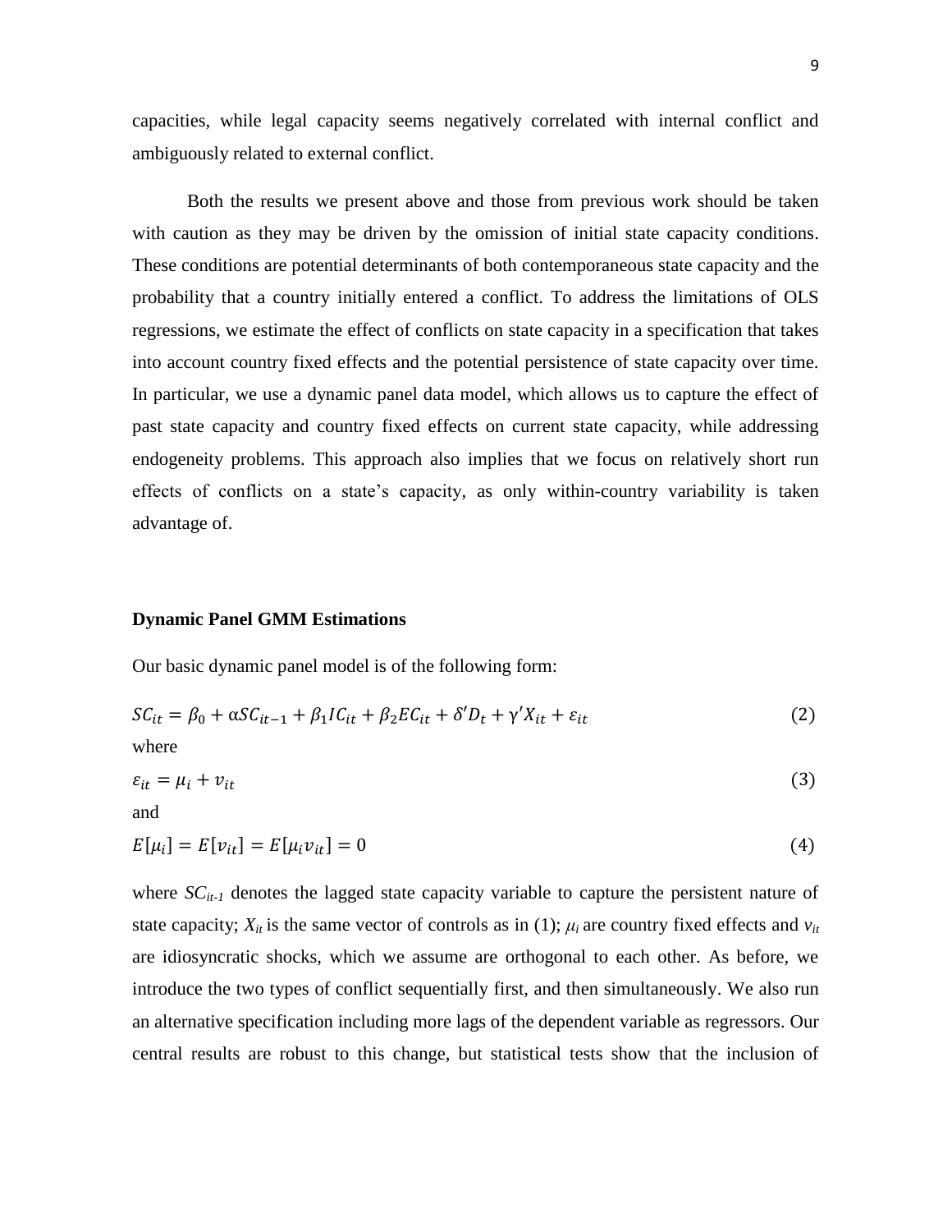capacities, while legal capacity seems negatively correlated with internal conflict and ambiguously related to external conflict.

Both the results we present above and those from previous work should be taken with caution as they may be driven by the omission of initial state capacity conditions. These conditions are potential determinants of both contemporaneous state capacity and the probability that a country initially entered a conflict. To address the limitations of OLS regressions, we estimate the effect of conflicts on state capacity in a specification that takes into account country fixed effects and the potential persistence of state capacity over time. In particular, we use a dynamic panel data model, which allows us to capture the effect of past state capacity and country fixed effects on current state capacity, while addressing endogeneity problems. This approach also implies that we focus on relatively short run effects of conflicts on a state's capacity, as only within-country variability is taken advantage of.

**Dynamic Panel GMM Estimations**

Our basic dynamic panel model is of the following form:

$$SC_{it} = \beta_0 + \alpha SC_{it-1} + \beta_1 IC_{it} + \beta_2 EC_{it} + \delta' D_t + \gamma' X_{it} + \varepsilon_{it} \tag{2}$$

where

$$\varepsilon_{it} = \mu_i + v_{it} \tag{3}$$

and

$$E[\mu_i] = E[v_{it}] = E[\mu_i v_{it}] = 0 \tag{4}$$

where $SC_{it-1}$ denotes the lagged state capacity variable to capture the persistent nature of state capacity; $X_{it}$ is the same vector of controls as in (1); $\mu_i$ are country fixed effects and $v_{it}$ are idiosyncratic shocks, which we assume are orthogonal to each other. As before, we introduce the two types of conflict sequentially first, and then simultaneously. We also run an alternative specification including more lags of the dependent variable as regressors. Our central results are robust to this change, but statistical tests show that the inclusion of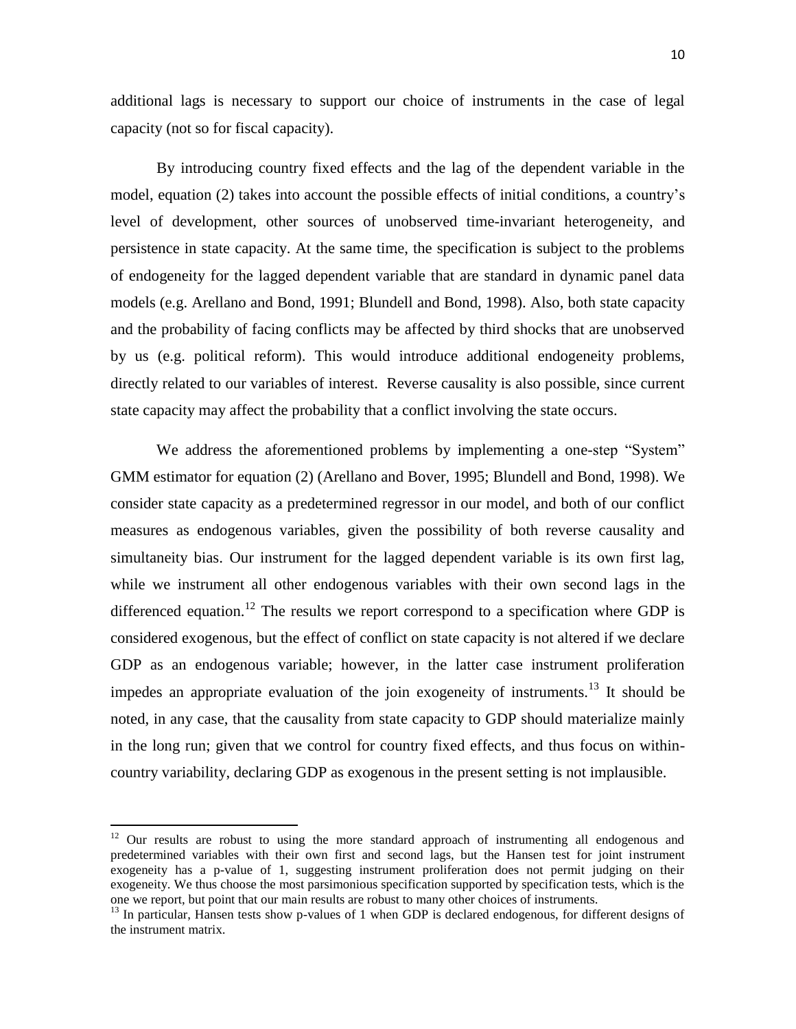additional lags is necessary to support our choice of instruments in the case of legal capacity (not so for fiscal capacity).

By introducing country fixed effects and the lag of the dependent variable in the model, equation (2) takes into account the possible effects of initial conditions, a country's level of development, other sources of unobserved time-invariant heterogeneity, and persistence in state capacity. At the same time, the specification is subject to the problems of endogeneity for the lagged dependent variable that are standard in dynamic panel data models (e.g. Arellano and Bond, 1991; Blundell and Bond, 1998). Also, both state capacity and the probability of facing conflicts may be affected by third shocks that are unobserved by us (e.g. political reform). This would introduce additional endogeneity problems, directly related to our variables of interest. Reverse causality is also possible, since current state capacity may affect the probability that a conflict involving the state occurs.

We address the aforementioned problems by implementing a one-step "System" GMM estimator for equation (2) (Arellano and Bover, 1995; Blundell and Bond, 1998). We consider state capacity as a predetermined regressor in our model, and both of our conflict measures as endogenous variables, given the possibility of both reverse causality and simultaneity bias. Our instrument for the lagged dependent variable is its own first lag, while we instrument all other endogenous variables with their own second lags in the differenced equation.[12] The results we report correspond to a specification where GDP is considered exogenous, but the effect of conflict on state capacity is not altered if we declare GDP as an endogenous variable; however, in the latter case instrument proliferation impedes an appropriate evaluation of the join exogeneity of instruments.[13] It should be noted, in any case, that the causality from state capacity to GDP should materialize mainly in the long run; given that we control for country fixed effects, and thus focus on within-country variability, declaring GDP as exogenous in the present setting is not implausible.

[12] Our results are robust to using the more standard approach of instrumenting all endogenous and predetermined variables with their own first and second lags, but the Hansen test for joint instrument exogeneity has a p-value of 1, suggesting instrument proliferation does not permit judging on their exogeneity. We thus choose the most parsimonious specification supported by specification tests, which is the one we report, but point that our main results are robust to many other choices of instruments.

[13] In particular, Hansen tests show p-values of 1 when GDP is declared endogenous, for different designs of the instrument matrix.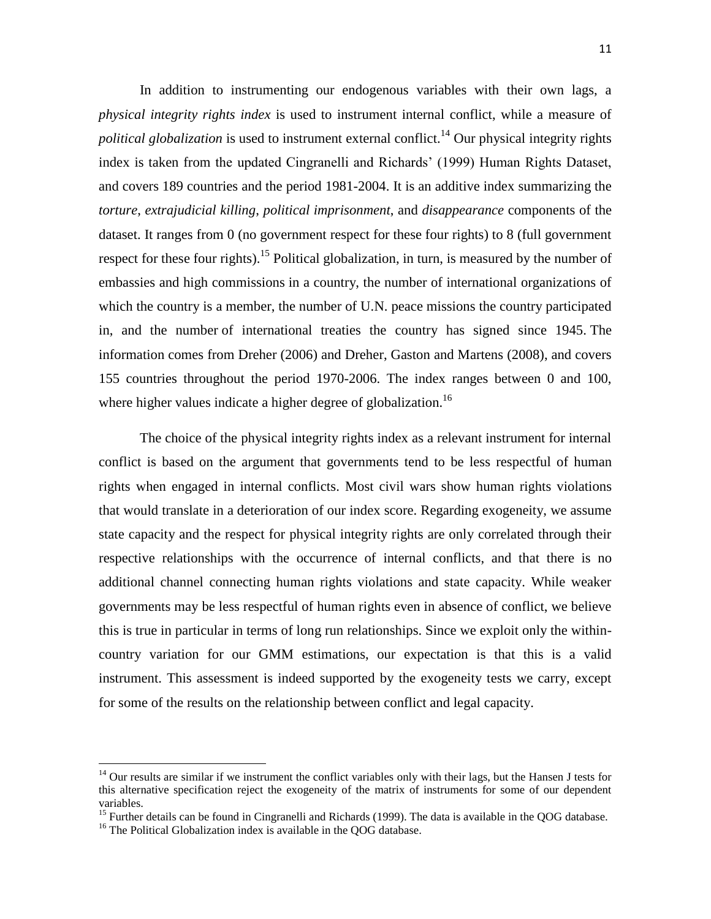In addition to instrumenting our endogenous variables with their own lags, a *physical integrity rights index* is used to instrument internal conflict, while a measure of *political globalization* is used to instrument external conflict.[14] Our physical integrity rights index is taken from the updated Cingranelli and Richards' (1999) Human Rights Dataset, and covers 189 countries and the period 1981-2004. It is an additive index summarizing the *torture*, *extrajudicial killing*, *political imprisonment*, and *disappearance* components of the dataset. It ranges from 0 (no government respect for these four rights) to 8 (full government respect for these four rights).[15] Political globalization, in turn, is measured by the number of embassies and high commissions in a country, the number of international organizations of which the country is a member, the number of U.N. peace missions the country participated in, and the number of international treaties the country has signed since 1945. The information comes from Dreher (2006) and Dreher, Gaston and Martens (2008), and covers 155 countries throughout the period 1970-2006. The index ranges between 0 and 100, where higher values indicate a higher degree of globalization.[16]

The choice of the physical integrity rights index as a relevant instrument for internal conflict is based on the argument that governments tend to be less respectful of human rights when engaged in internal conflicts. Most civil wars show human rights violations that would translate in a deterioration of our index score. Regarding exogeneity, we assume state capacity and the respect for physical integrity rights are only correlated through their respective relationships with the occurrence of internal conflicts, and that there is no additional channel connecting human rights violations and state capacity. While weaker governments may be less respectful of human rights even in absence of conflict, we believe this is true in particular in terms of long run relationships. Since we exploit only the within-country variation for our GMM estimations, our expectation is that this is a valid instrument. This assessment is indeed supported by the exogeneity tests we carry, except for some of the results on the relationship between conflict and legal capacity.

[14] Our results are similar if we instrument the conflict variables only with their lags, but the Hansen J tests for this alternative specification reject the exogeneity of the matrix of instruments for some of our dependent variables.

[15] Further details can be found in Cingranelli and Richards (1999). The data is available in the QOG database.

[16] The Political Globalization index is available in the QOG database.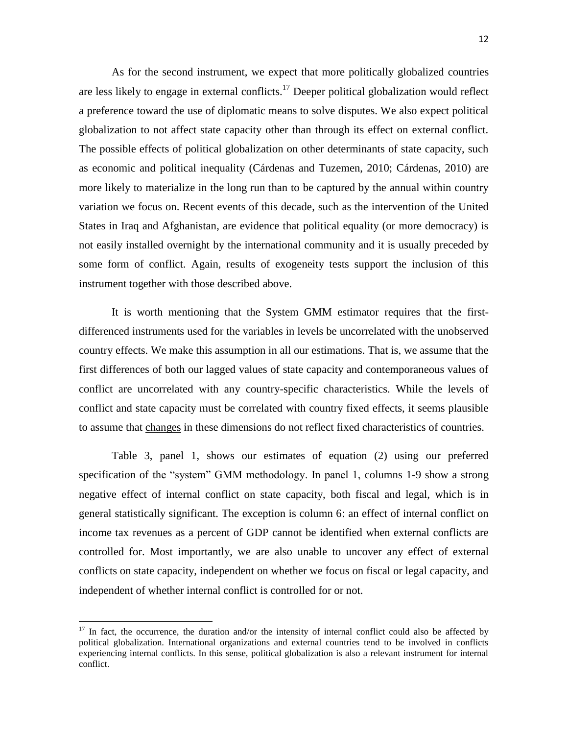As for the second instrument, we expect that more politically globalized countries are less likely to engage in external conflicts.[17] Deeper political globalization would reflect a preference toward the use of diplomatic means to solve disputes. We also expect political globalization to not affect state capacity other than through its effect on external conflict. The possible effects of political globalization on other determinants of state capacity, such as economic and political inequality (Cárdenas and Tuzemen, 2010; Cárdenas, 2010) are more likely to materialize in the long run than to be captured by the annual within country variation we focus on. Recent events of this decade, such as the intervention of the United States in Iraq and Afghanistan, are evidence that political equality (or more democracy) is not easily installed overnight by the international community and it is usually preceded by some form of conflict. Again, results of exogeneity tests support the inclusion of this instrument together with those described above.

It is worth mentioning that the System GMM estimator requires that the first-differenced instruments used for the variables in levels be uncorrelated with the unobserved country effects. We make this assumption in all our estimations. That is, we assume that the first differences of both our lagged values of state capacity and contemporaneous values of conflict are uncorrelated with any country-specific characteristics. While the levels of conflict and state capacity must be correlated with country fixed effects, it seems plausible to assume that <u>changes</u> in these dimensions do not reflect fixed characteristics of countries.

Table 3, panel 1, shows our estimates of equation (2) using our preferred specification of the "system" GMM methodology. In panel 1, columns 1-9 show a strong negative effect of internal conflict on state capacity, both fiscal and legal, which is in general statistically significant. The exception is column 6: an effect of internal conflict on income tax revenues as a percent of GDP cannot be identified when external conflicts are controlled for. Most importantly, we are also unable to uncover any effect of external conflicts on state capacity, independent on whether we focus on fiscal or legal capacity, and independent of whether internal conflict is controlled for or not.

[17] In fact, the occurrence, the duration and/or the intensity of internal conflict could also be affected by political globalization. International organizations and external countries tend to be involved in conflicts experiencing internal conflicts. In this sense, political globalization is also a relevant instrument for internal conflict.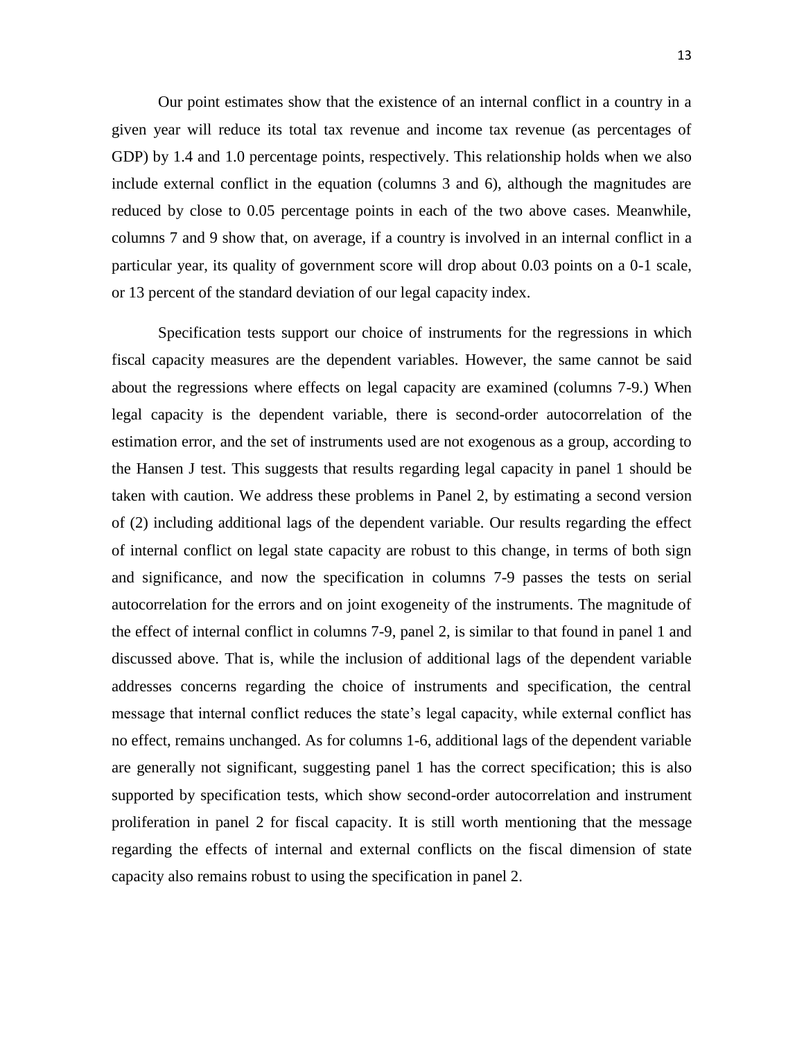Our point estimates show that the existence of an internal conflict in a country in a given year will reduce its total tax revenue and income tax revenue (as percentages of GDP) by 1.4 and 1.0 percentage points, respectively. This relationship holds when we also include external conflict in the equation (columns 3 and 6), although the magnitudes are reduced by close to 0.05 percentage points in each of the two above cases. Meanwhile, columns 7 and 9 show that, on average, if a country is involved in an internal conflict in a particular year, its quality of government score will drop about 0.03 points on a 0-1 scale, or 13 percent of the standard deviation of our legal capacity index.

Specification tests support our choice of instruments for the regressions in which fiscal capacity measures are the dependent variables. However, the same cannot be said about the regressions where effects on legal capacity are examined (columns 7-9.) When legal capacity is the dependent variable, there is second-order autocorrelation of the estimation error, and the set of instruments used are not exogenous as a group, according to the Hansen J test. This suggests that results regarding legal capacity in panel 1 should be taken with caution. We address these problems in Panel 2, by estimating a second version of (2) including additional lags of the dependent variable. Our results regarding the effect of internal conflict on legal state capacity are robust to this change, in terms of both sign and significance, and now the specification in columns 7-9 passes the tests on serial autocorrelation for the errors and on joint exogeneity of the instruments. The magnitude of the effect of internal conflict in columns 7-9, panel 2, is similar to that found in panel 1 and discussed above. That is, while the inclusion of additional lags of the dependent variable addresses concerns regarding the choice of instruments and specification, the central message that internal conflict reduces the state's legal capacity, while external conflict has no effect, remains unchanged. As for columns 1-6, additional lags of the dependent variable are generally not significant, suggesting panel 1 has the correct specification; this is also supported by specification tests, which show second-order autocorrelation and instrument proliferation in panel 2 for fiscal capacity. It is still worth mentioning that the message regarding the effects of internal and external conflicts on the fiscal dimension of state capacity also remains robust to using the specification in panel 2.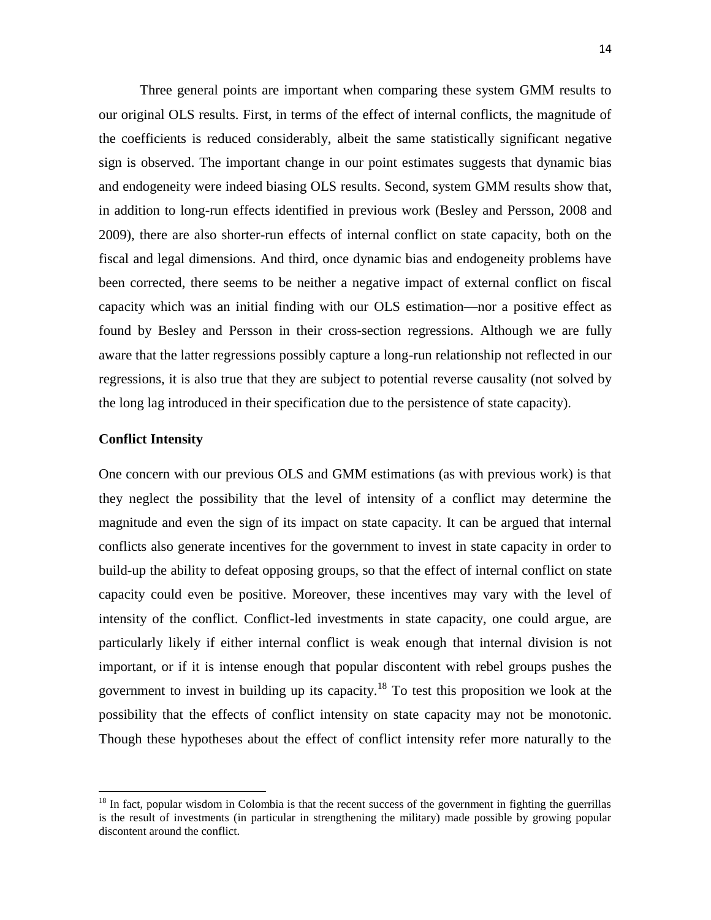Three general points are important when comparing these system GMM results to our original OLS results. First, in terms of the effect of internal conflicts, the magnitude of the coefficients is reduced considerably, albeit the same statistically significant negative sign is observed. The important change in our point estimates suggests that dynamic bias and endogeneity were indeed biasing OLS results. Second, system GMM results show that, in addition to long-run effects identified in previous work (Besley and Persson, 2008 and 2009), there are also shorter-run effects of internal conflict on state capacity, both on the fiscal and legal dimensions. And third, once dynamic bias and endogeneity problems have been corrected, there seems to be neither a negative impact of external conflict on fiscal capacity which was an initial finding with our OLS estimation—nor a positive effect as found by Besley and Persson in their cross-section regressions. Although we are fully aware that the latter regressions possibly capture a long-run relationship not reflected in our regressions, it is also true that they are subject to potential reverse causality (not solved by the long lag introduced in their specification due to the persistence of state capacity).

**Conflict Intensity**

One concern with our previous OLS and GMM estimations (as with previous work) is that they neglect the possibility that the level of intensity of a conflict may determine the magnitude and even the sign of its impact on state capacity. It can be argued that internal conflicts also generate incentives for the government to invest in state capacity in order to build-up the ability to defeat opposing groups, so that the effect of internal conflict on state capacity could even be positive. Moreover, these incentives may vary with the level of intensity of the conflict. Conflict-led investments in state capacity, one could argue, are particularly likely if either internal conflict is weak enough that internal division is not important, or if it is intense enough that popular discontent with rebel groups pushes the government to invest in building up its capacity.[18] To test this proposition we look at the possibility that the effects of conflict intensity on state capacity may not be monotonic. Though these hypotheses about the effect of conflict intensity refer more naturally to the

[18] In fact, popular wisdom in Colombia is that the recent success of the government in fighting the guerrillas is the result of investments (in particular in strengthening the military) made possible by growing popular discontent around the conflict.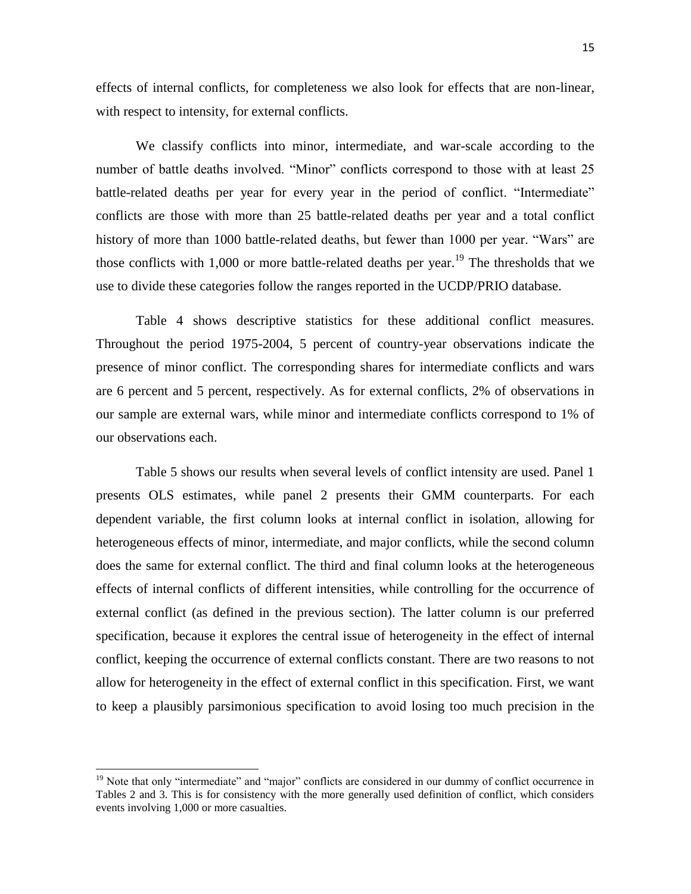effects of internal conflicts, for completeness we also look for effects that are non-linear, with respect to intensity, for external conflicts.

We classify conflicts into minor, intermediate, and war-scale according to the number of battle deaths involved. "Minor" conflicts correspond to those with at least 25 battle-related deaths per year for every year in the period of conflict. "Intermediate" conflicts are those with more than 25 battle-related deaths per year and a total conflict history of more than 1000 battle-related deaths, but fewer than 1000 per year. "Wars" are those conflicts with 1,000 or more battle-related deaths per year.[19] The thresholds that we use to divide these categories follow the ranges reported in the UCDP/PRIO database.

Table 4 shows descriptive statistics for these additional conflict measures. Throughout the period 1975-2004, 5 percent of country-year observations indicate the presence of minor conflict. The corresponding shares for intermediate conflicts and wars are 6 percent and 5 percent, respectively. As for external conflicts, 2% of observations in our sample are external wars, while minor and intermediate conflicts correspond to 1% of our observations each.

Table 5 shows our results when several levels of conflict intensity are used. Panel 1 presents OLS estimates, while panel 2 presents their GMM counterparts. For each dependent variable, the first column looks at internal conflict in isolation, allowing for heterogeneous effects of minor, intermediate, and major conflicts, while the second column does the same for external conflict. The third and final column looks at the heterogeneous effects of internal conflicts of different intensities, while controlling for the occurrence of external conflict (as defined in the previous section). The latter column is our preferred specification, because it explores the central issue of heterogeneity in the effect of internal conflict, keeping the occurrence of external conflicts constant. There are two reasons to not allow for heterogeneity in the effect of external conflict in this specification. First, we want to keep a plausibly parsimonious specification to avoid losing too much precision in the

[19] Note that only "intermediate" and "major" conflicts are considered in our dummy of conflict occurrence in Tables 2 and 3. This is for consistency with the more generally used definition of conflict, which considers events involving 1,000 or more casualties.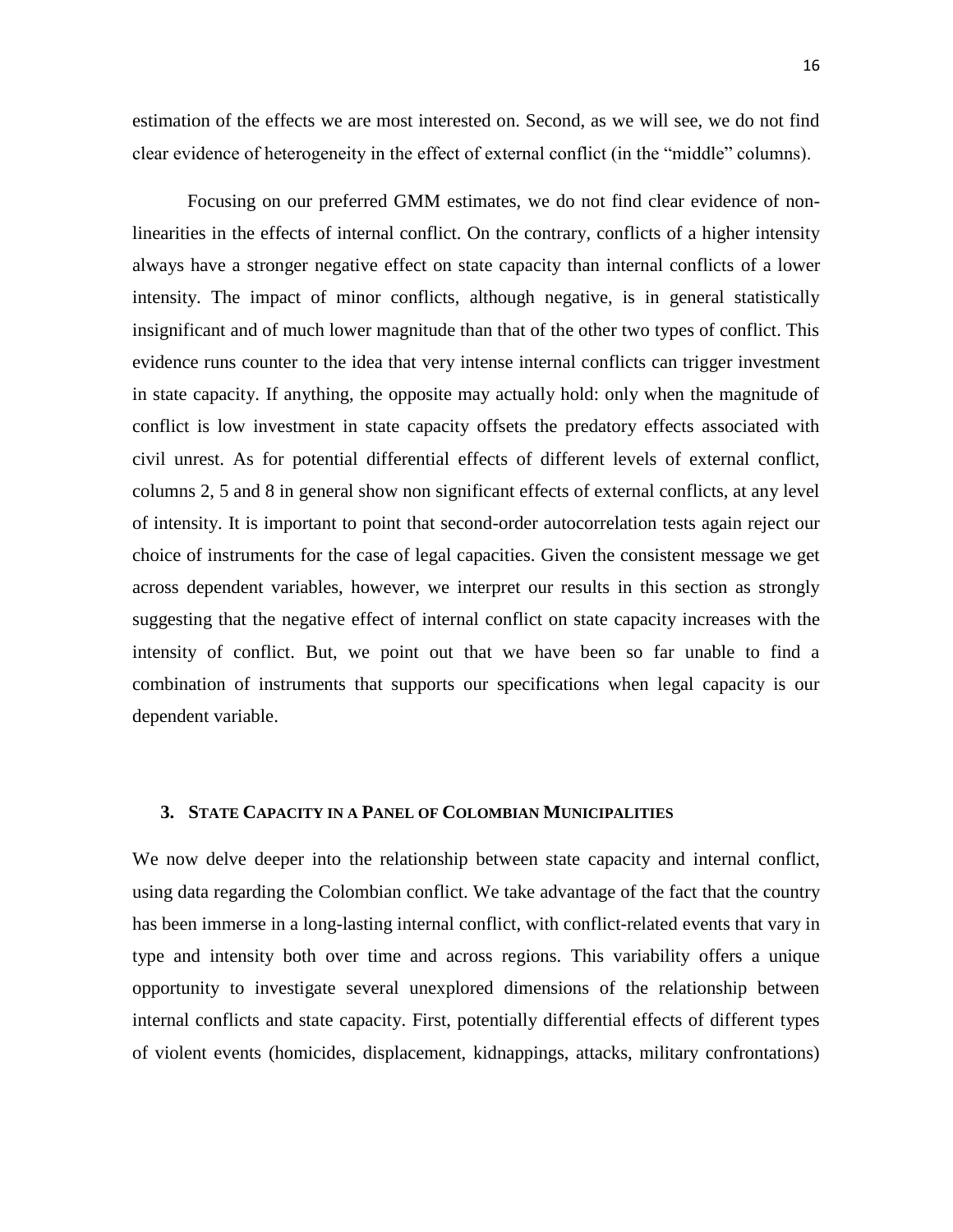estimation of the effects we are most interested on. Second, as we will see, we do not find clear evidence of heterogeneity in the effect of external conflict (in the "middle" columns).

Focusing on our preferred GMM estimates, we do not find clear evidence of non-linearities in the effects of internal conflict. On the contrary, conflicts of a higher intensity always have a stronger negative effect on state capacity than internal conflicts of a lower intensity. The impact of minor conflicts, although negative, is in general statistically insignificant and of much lower magnitude than that of the other two types of conflict. This evidence runs counter to the idea that very intense internal conflicts can trigger investment in state capacity. If anything, the opposite may actually hold: only when the magnitude of conflict is low investment in state capacity offsets the predatory effects associated with civil unrest. As for potential differential effects of different levels of external conflict, columns 2, 5 and 8 in general show non significant effects of external conflicts, at any level of intensity. It is important to point that second-order autocorrelation tests again reject our choice of instruments for the case of legal capacities. Given the consistent message we get across dependent variables, however, we interpret our results in this section as strongly suggesting that the negative effect of internal conflict on state capacity increases with the intensity of conflict. But, we point out that we have been so far unable to find a combination of instruments that supports our specifications when legal capacity is our dependent variable.

## 3. State Capacity in a Panel of Colombian Municipalities

We now delve deeper into the relationship between state capacity and internal conflict, using data regarding the Colombian conflict. We take advantage of the fact that the country has been immerse in a long-lasting internal conflict, with conflict-related events that vary in type and intensity both over time and across regions. This variability offers a unique opportunity to investigate several unexplored dimensions of the relationship between internal conflicts and state capacity. First, potentially differential effects of different types of violent events (homicides, displacement, kidnappings, attacks, military confrontations)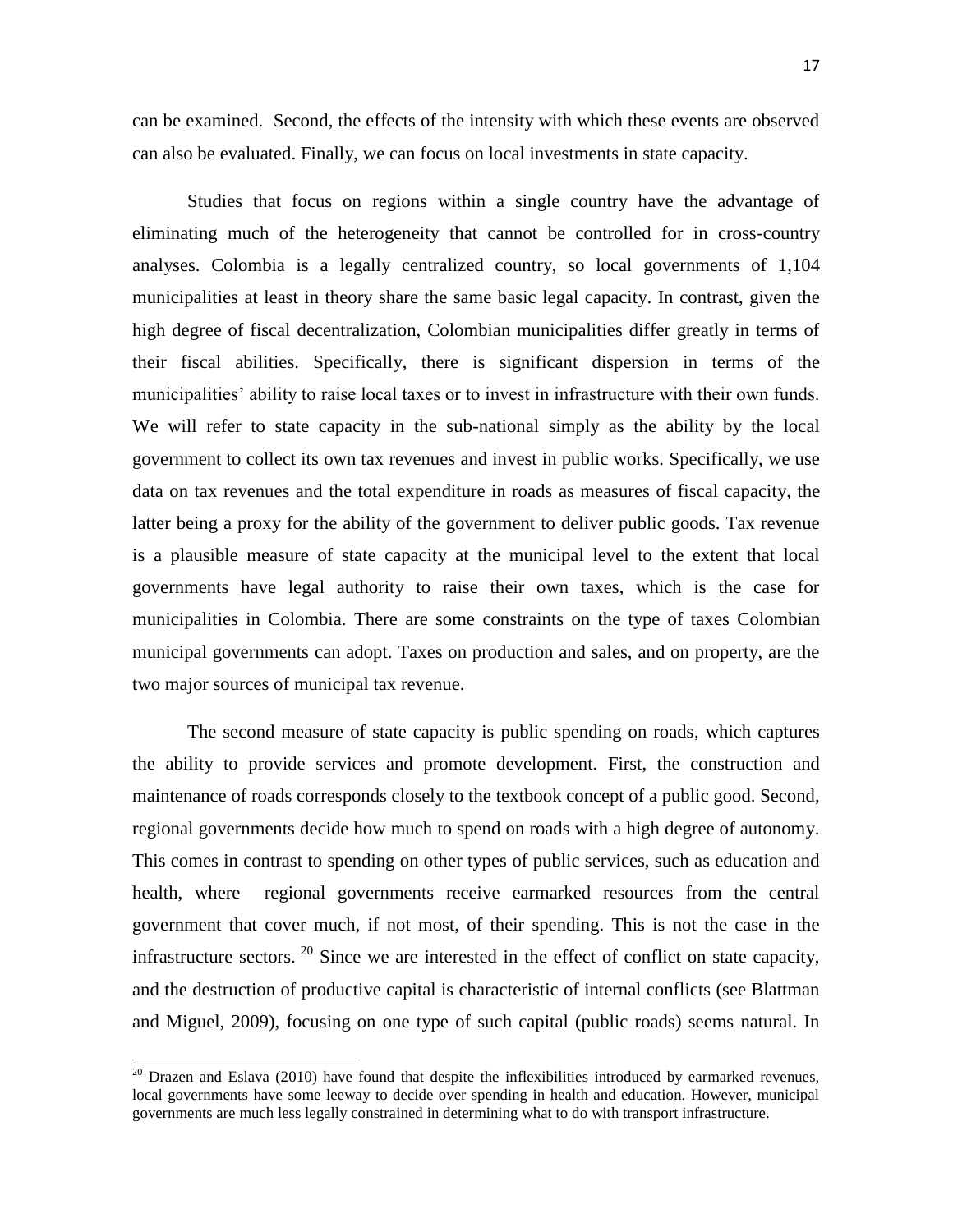can be examined. Second, the effects of the intensity with which these events are observed can also be evaluated. Finally, we can focus on local investments in state capacity.

Studies that focus on regions within a single country have the advantage of eliminating much of the heterogeneity that cannot be controlled for in cross-country analyses. Colombia is a legally centralized country, so local governments of 1,104 municipalities at least in theory share the same basic legal capacity. In contrast, given the high degree of fiscal decentralization, Colombian municipalities differ greatly in terms of their fiscal abilities. Specifically, there is significant dispersion in terms of the municipalities' ability to raise local taxes or to invest in infrastructure with their own funds. We will refer to state capacity in the sub-national simply as the ability by the local government to collect its own tax revenues and invest in public works. Specifically, we use data on tax revenues and the total expenditure in roads as measures of fiscal capacity, the latter being a proxy for the ability of the government to deliver public goods. Tax revenue is a plausible measure of state capacity at the municipal level to the extent that local governments have legal authority to raise their own taxes, which is the case for municipalities in Colombia. There are some constraints on the type of taxes Colombian municipal governments can adopt. Taxes on production and sales, and on property, are the two major sources of municipal tax revenue.

The second measure of state capacity is public spending on roads, which captures the ability to provide services and promote development. First, the construction and maintenance of roads corresponds closely to the textbook concept of a public good. Second, regional governments decide how much to spend on roads with a high degree of autonomy. This comes in contrast to spending on other types of public services, such as education and health, where regional governments receive earmarked resources from the central government that cover much, if not most, of their spending. This is not the case in the infrastructure sectors. [20] Since we are interested in the effect of conflict on state capacity, and the destruction of productive capital is characteristic of internal conflicts (see Blattman and Miguel, 2009), focusing on one type of such capital (public roads) seems natural. In

[20] Drazen and Eslava (2010) have found that despite the inflexibilities introduced by earmarked revenues, local governments have some leeway to decide over spending in health and education. However, municipal governments are much less legally constrained in determining what to do with transport infrastructure.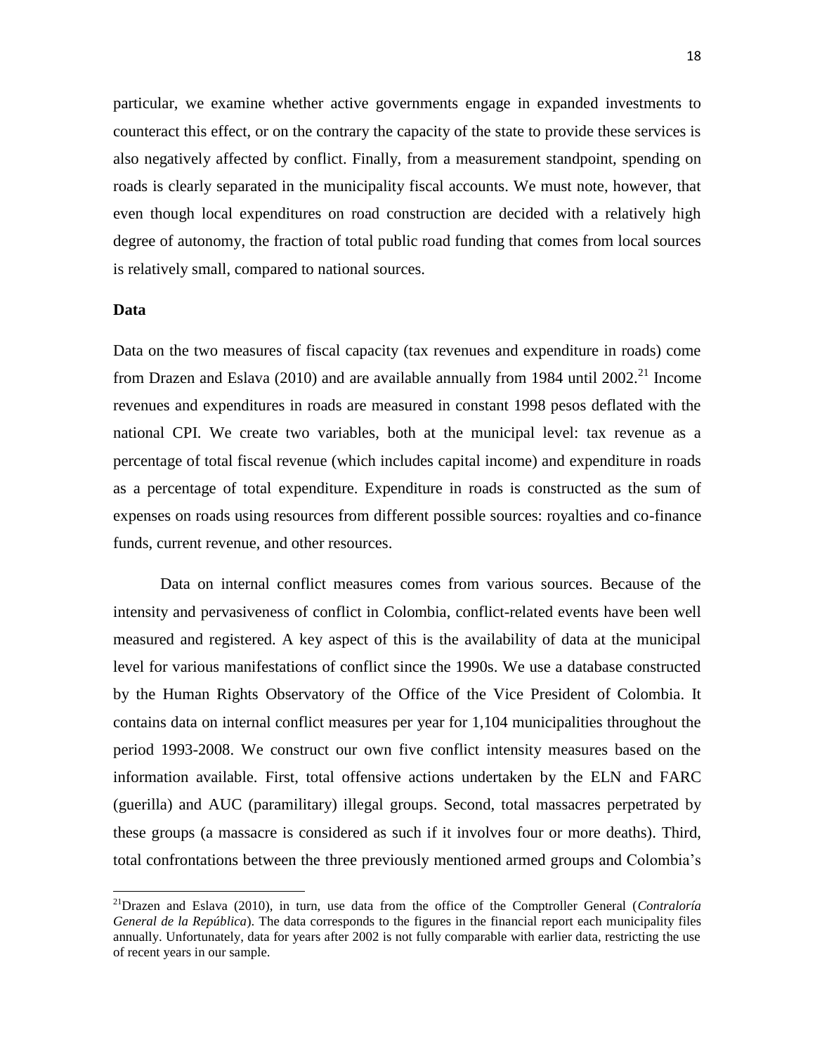particular, we examine whether active governments engage in expanded investments to counteract this effect, or on the contrary the capacity of the state to provide these services is also negatively affected by conflict. Finally, from a measurement standpoint, spending on roads is clearly separated in the municipality fiscal accounts. We must note, however, that even though local expenditures on road construction are decided with a relatively high degree of autonomy, the fraction of total public road funding that comes from local sources is relatively small, compared to national sources.

**Data**

Data on the two measures of fiscal capacity (tax revenues and expenditure in roads) come from Drazen and Eslava (2010) and are available annually from 1984 until 2002.[21] Income revenues and expenditures in roads are measured in constant 1998 pesos deflated with the national CPI. We create two variables, both at the municipal level: tax revenue as a percentage of total fiscal revenue (which includes capital income) and expenditure in roads as a percentage of total expenditure. Expenditure in roads is constructed as the sum of expenses on roads using resources from different possible sources: royalties and co-finance funds, current revenue, and other resources.

Data on internal conflict measures comes from various sources. Because of the intensity and pervasiveness of conflict in Colombia, conflict-related events have been well measured and registered. A key aspect of this is the availability of data at the municipal level for various manifestations of conflict since the 1990s. We use a database constructed by the Human Rights Observatory of the Office of the Vice President of Colombia. It contains data on internal conflict measures per year for 1,104 municipalities throughout the period 1993-2008. We construct our own five conflict intensity measures based on the information available. First, total offensive actions undertaken by the ELN and FARC (guerilla) and AUC (paramilitary) illegal groups. Second, total massacres perpetrated by these groups (a massacre is considered as such if it involves four or more deaths). Third, total confrontations between the three previously mentioned armed groups and Colombia's

[21] Drazen and Eslava (2010), in turn, use data from the office of the Comptroller General (*Contraloría General de la República*). The data corresponds to the figures in the financial report each municipality files annually. Unfortunately, data for years after 2002 is not fully comparable with earlier data, restricting the use of recent years in our sample.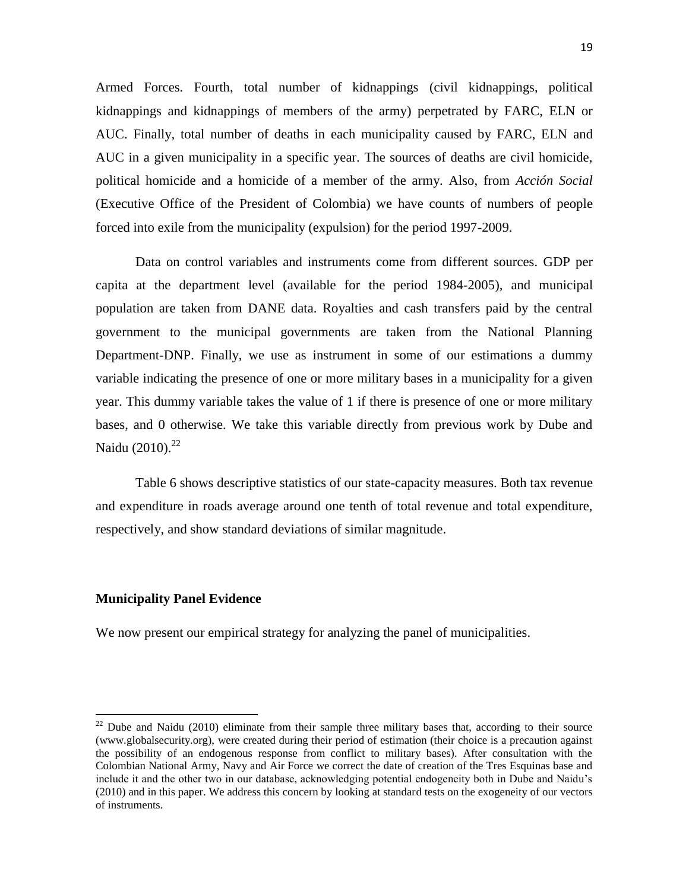Armed Forces. Fourth, total number of kidnappings (civil kidnappings, political kidnappings and kidnappings of members of the army) perpetrated by FARC, ELN or AUC. Finally, total number of deaths in each municipality caused by FARC, ELN and AUC in a given municipality in a specific year. The sources of deaths are civil homicide, political homicide and a homicide of a member of the army. Also, from *Acción Social* (Executive Office of the President of Colombia) we have counts of numbers of people forced into exile from the municipality (expulsion) for the period 1997-2009.

Data on control variables and instruments come from different sources. GDP per capita at the department level (available for the period 1984-2005), and municipal population are taken from DANE data. Royalties and cash transfers paid by the central government to the municipal governments are taken from the National Planning Department-DNP. Finally, we use as instrument in some of our estimations a dummy variable indicating the presence of one or more military bases in a municipality for a given year. This dummy variable takes the value of 1 if there is presence of one or more military bases, and 0 otherwise. We take this variable directly from previous work by Dube and Naidu (2010).[22]

Table 6 shows descriptive statistics of our state-capacity measures. Both tax revenue and expenditure in roads average around one tenth of total revenue and total expenditure, respectively, and show standard deviations of similar magnitude.

## Municipality Panel Evidence

We now present our empirical strategy for analyzing the panel of municipalities.

[22] Dube and Naidu (2010) eliminate from their sample three military bases that, according to their source (www.globalsecurity.org), were created during their period of estimation (their choice is a precaution against the possibility of an endogenous response from conflict to military bases). After consultation with the Colombian National Army, Navy and Air Force we correct the date of creation of the Tres Esquinas base and include it and the other two in our database, acknowledging potential endogeneity both in Dube and Naidu's (2010) and in this paper. We address this concern by looking at standard tests on the exogeneity of our vectors of instruments.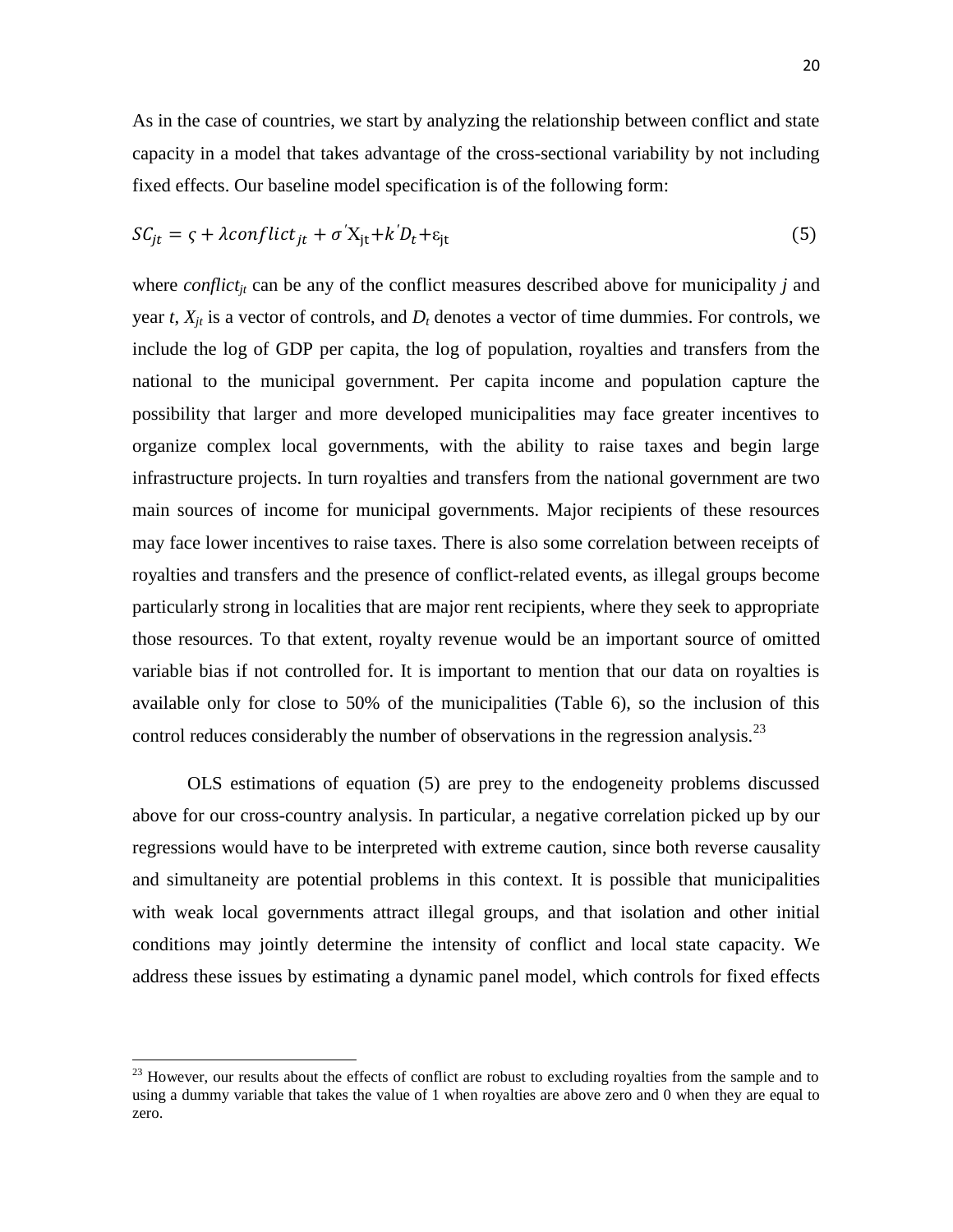As in the case of countries, we start by analyzing the relationship between conflict and state capacity in a model that takes advantage of the cross-sectional variability by not including fixed effects. Our baseline model specification is of the following form:

$$SC_{jt} = \varsigma + \lambda conflict_{jt} + \sigma' \mathrm{X}_{\mathrm{jt}} + k' D_t + \varepsilon_{\mathrm{jt}} \tag{5}$$

where *conflict*$_{jt}$ can be any of the conflict measures described above for municipality $j$ and year $t$, $X_{jt}$ is a vector of controls, and $D_t$ denotes a vector of time dummies. For controls, we include the log of GDP per capita, the log of population, royalties and transfers from the national to the municipal government. Per capita income and population capture the possibility that larger and more developed municipalities may face greater incentives to organize complex local governments, with the ability to raise taxes and begin large infrastructure projects. In turn royalties and transfers from the national government are two main sources of income for municipal governments. Major recipients of these resources may face lower incentives to raise taxes. There is also some correlation between receipts of royalties and transfers and the presence of conflict-related events, as illegal groups become particularly strong in localities that are major rent recipients, where they seek to appropriate those resources. To that extent, royalty revenue would be an important source of omitted variable bias if not controlled for. It is important to mention that our data on royalties is available only for close to 50% of the municipalities (Table 6), so the inclusion of this control reduces considerably the number of observations in the regression analysis.[23]

OLS estimations of equation (5) are prey to the endogeneity problems discussed above for our cross-country analysis. In particular, a negative correlation picked up by our regressions would have to be interpreted with extreme caution, since both reverse causality and simultaneity are potential problems in this context. It is possible that municipalities with weak local governments attract illegal groups, and that isolation and other initial conditions may jointly determine the intensity of conflict and local state capacity. We address these issues by estimating a dynamic panel model, which controls for fixed effects

[23] However, our results about the effects of conflict are robust to excluding royalties from the sample and to using a dummy variable that takes the value of 1 when royalties are above zero and 0 when they are equal to zero.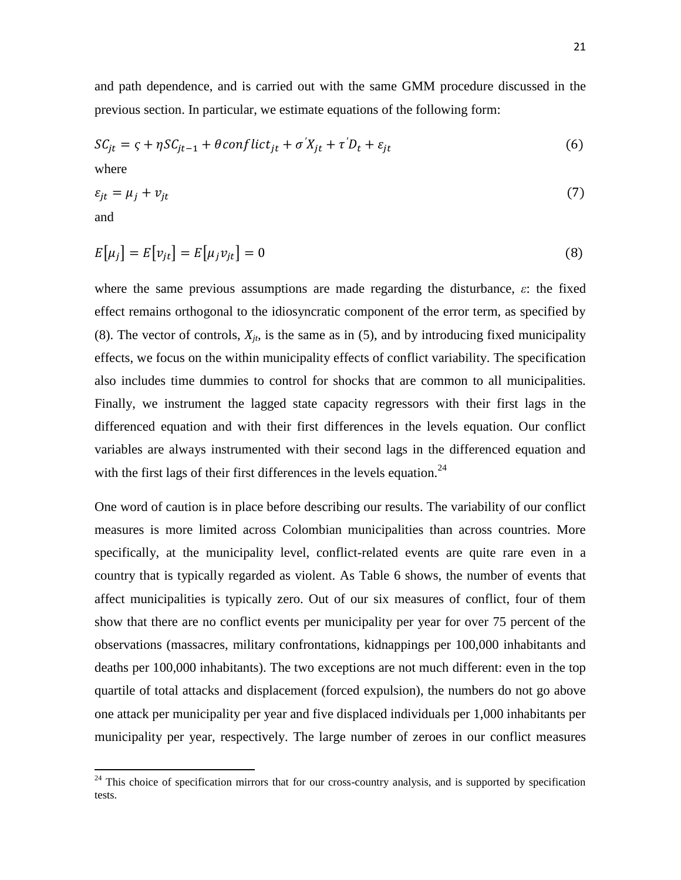and path dependence, and is carried out with the same GMM procedure discussed in the previous section. In particular, we estimate equations of the following form:

$$SC_{jt} = \varsigma + \eta SC_{jt-1} + \theta conflict_{jt} + \sigma' X_{jt} + \tau' D_t + \varepsilon_{jt} \tag{6}$$

where

$$\varepsilon_{jt} = \mu_j + v_{jt} \tag{7}$$

and

$$E[\mu_j] = E[v_{jt}] = E[\mu_j v_{jt}] = 0 \tag{8}$$

where the same previous assumptions are made regarding the disturbance, $\varepsilon$: the fixed effect remains orthogonal to the idiosyncratic component of the error term, as specified by (8). The vector of controls, $X_{jt}$, is the same as in (5), and by introducing fixed municipality effects, we focus on the within municipality effects of conflict variability. The specification also includes time dummies to control for shocks that are common to all municipalities. Finally, we instrument the lagged state capacity regressors with their first lags in the differenced equation and with their first differences in the levels equation. Our conflict variables are always instrumented with their second lags in the differenced equation and with the first lags of their first differences in the levels equation.[24]

One word of caution is in place before describing our results. The variability of our conflict measures is more limited across Colombian municipalities than across countries. More specifically, at the municipality level, conflict-related events are quite rare even in a country that is typically regarded as violent. As Table 6 shows, the number of events that affect municipalities is typically zero. Out of our six measures of conflict, four of them show that there are no conflict events per municipality per year for over 75 percent of the observations (massacres, military confrontations, kidnappings per 100,000 inhabitants and deaths per 100,000 inhabitants). The two exceptions are not much different: even in the top quartile of total attacks and displacement (forced expulsion), the numbers do not go above one attack per municipality per year and five displaced individuals per 1,000 inhabitants per municipality per year, respectively. The large number of zeroes in our conflict measures

[24] This choice of specification mirrors that for our cross-country analysis, and is supported by specification tests.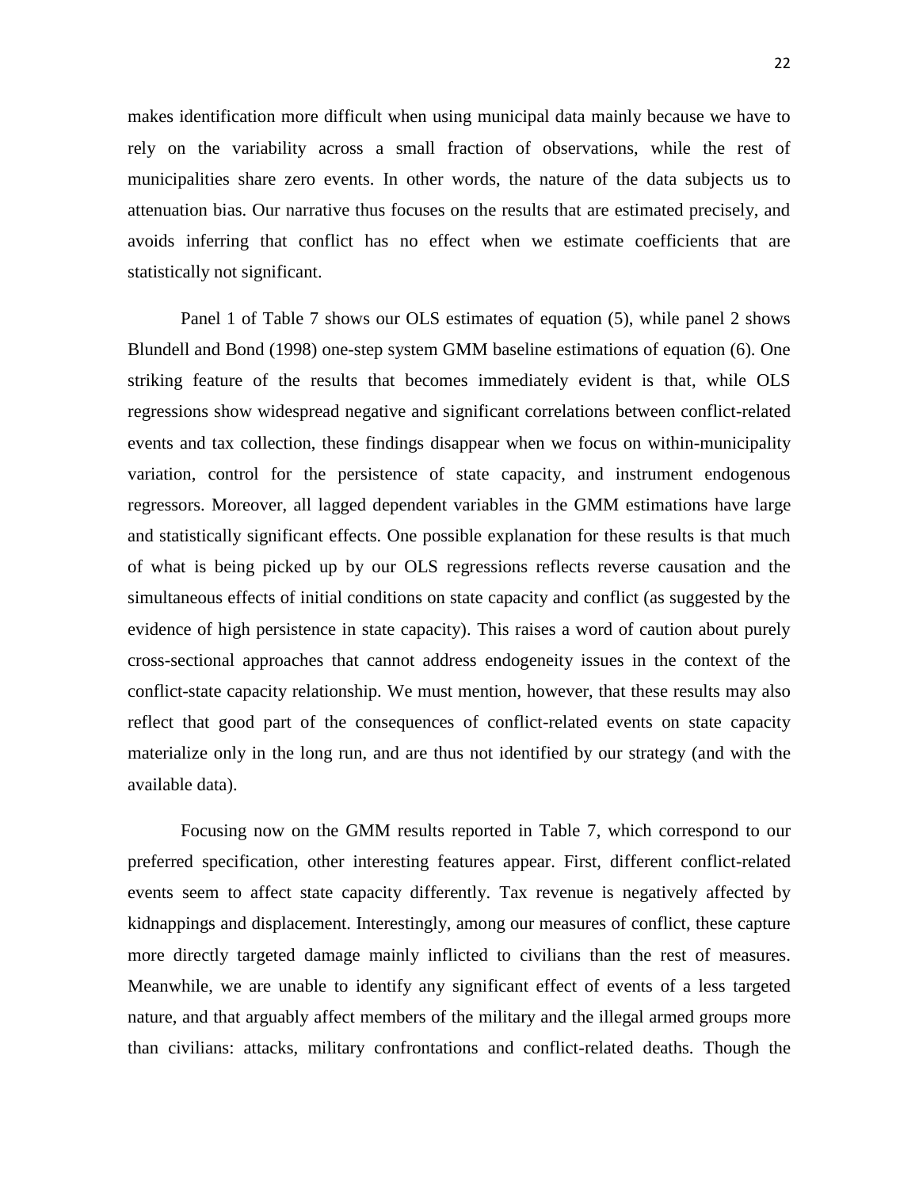makes identification more difficult when using municipal data mainly because we have to rely on the variability across a small fraction of observations, while the rest of municipalities share zero events. In other words, the nature of the data subjects us to attenuation bias. Our narrative thus focuses on the results that are estimated precisely, and avoids inferring that conflict has no effect when we estimate coefficients that are statistically not significant.

Panel 1 of Table 7 shows our OLS estimates of equation (5), while panel 2 shows Blundell and Bond (1998) one-step system GMM baseline estimations of equation (6). One striking feature of the results that becomes immediately evident is that, while OLS regressions show widespread negative and significant correlations between conflict-related events and tax collection, these findings disappear when we focus on within-municipality variation, control for the persistence of state capacity, and instrument endogenous regressors. Moreover, all lagged dependent variables in the GMM estimations have large and statistically significant effects. One possible explanation for these results is that much of what is being picked up by our OLS regressions reflects reverse causation and the simultaneous effects of initial conditions on state capacity and conflict (as suggested by the evidence of high persistence in state capacity). This raises a word of caution about purely cross-sectional approaches that cannot address endogeneity issues in the context of the conflict-state capacity relationship. We must mention, however, that these results may also reflect that good part of the consequences of conflict-related events on state capacity materialize only in the long run, and are thus not identified by our strategy (and with the available data).

Focusing now on the GMM results reported in Table 7, which correspond to our preferred specification, other interesting features appear. First, different conflict-related events seem to affect state capacity differently. Tax revenue is negatively affected by kidnappings and displacement. Interestingly, among our measures of conflict, these capture more directly targeted damage mainly inflicted to civilians than the rest of measures. Meanwhile, we are unable to identify any significant effect of events of a less targeted nature, and that arguably affect members of the military and the illegal armed groups more than civilians: attacks, military confrontations and conflict-related deaths. Though the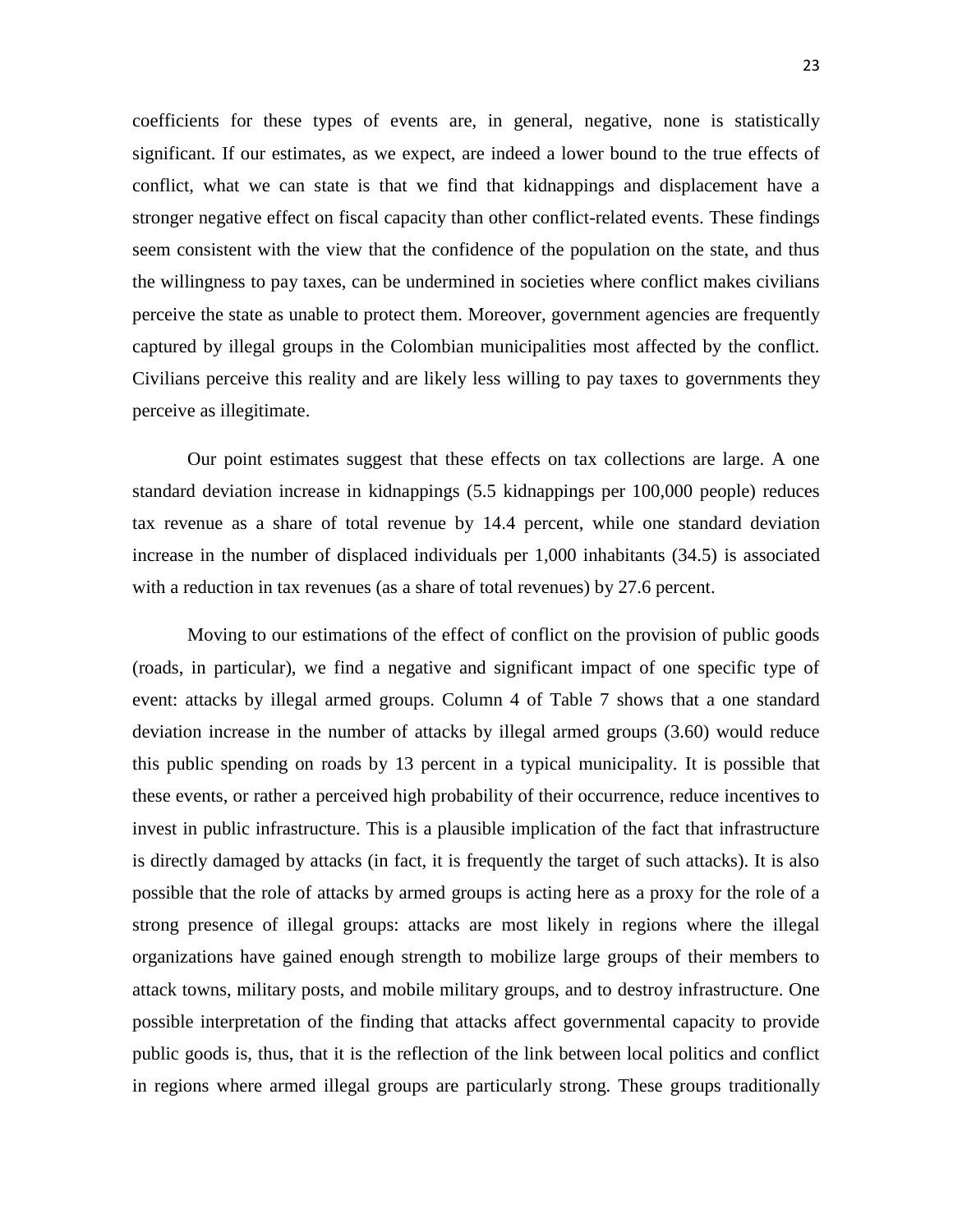coefficients for these types of events are, in general, negative, none is statistically significant. If our estimates, as we expect, are indeed a lower bound to the true effects of conflict, what we can state is that we find that kidnappings and displacement have a stronger negative effect on fiscal capacity than other conflict-related events. These findings seem consistent with the view that the confidence of the population on the state, and thus the willingness to pay taxes, can be undermined in societies where conflict makes civilians perceive the state as unable to protect them. Moreover, government agencies are frequently captured by illegal groups in the Colombian municipalities most affected by the conflict. Civilians perceive this reality and are likely less willing to pay taxes to governments they perceive as illegitimate.

Our point estimates suggest that these effects on tax collections are large. A one standard deviation increase in kidnappings (5.5 kidnappings per 100,000 people) reduces tax revenue as a share of total revenue by 14.4 percent, while one standard deviation increase in the number of displaced individuals per 1,000 inhabitants (34.5) is associated with a reduction in tax revenues (as a share of total revenues) by 27.6 percent.

Moving to our estimations of the effect of conflict on the provision of public goods (roads, in particular), we find a negative and significant impact of one specific type of event: attacks by illegal armed groups. Column 4 of Table 7 shows that a one standard deviation increase in the number of attacks by illegal armed groups (3.60) would reduce this public spending on roads by 13 percent in a typical municipality. It is possible that these events, or rather a perceived high probability of their occurrence, reduce incentives to invest in public infrastructure. This is a plausible implication of the fact that infrastructure is directly damaged by attacks (in fact, it is frequently the target of such attacks). It is also possible that the role of attacks by armed groups is acting here as a proxy for the role of a strong presence of illegal groups: attacks are most likely in regions where the illegal organizations have gained enough strength to mobilize large groups of their members to attack towns, military posts, and mobile military groups, and to destroy infrastructure. One possible interpretation of the finding that attacks affect governmental capacity to provide public goods is, thus, that it is the reflection of the link between local politics and conflict in regions where armed illegal groups are particularly strong. These groups traditionally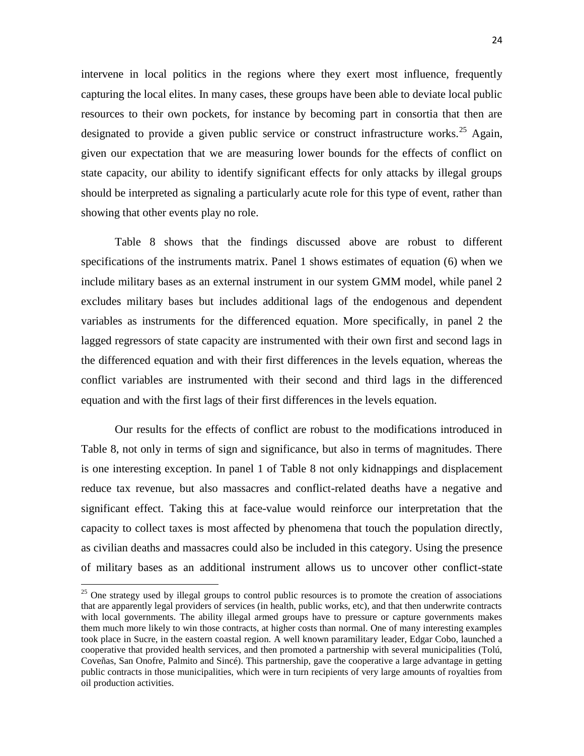intervene in local politics in the regions where they exert most influence, frequently capturing the local elites. In many cases, these groups have been able to deviate local public resources to their own pockets, for instance by becoming part in consortia that then are designated to provide a given public service or construct infrastructure works.[25] Again, given our expectation that we are measuring lower bounds for the effects of conflict on state capacity, our ability to identify significant effects for only attacks by illegal groups should be interpreted as signaling a particularly acute role for this type of event, rather than showing that other events play no role.

Table 8 shows that the findings discussed above are robust to different specifications of the instruments matrix. Panel 1 shows estimates of equation (6) when we include military bases as an external instrument in our system GMM model, while panel 2 excludes military bases but includes additional lags of the endogenous and dependent variables as instruments for the differenced equation. More specifically, in panel 2 the lagged regressors of state capacity are instrumented with their own first and second lags in the differenced equation and with their first differences in the levels equation, whereas the conflict variables are instrumented with their second and third lags in the differenced equation and with the first lags of their first differences in the levels equation.

Our results for the effects of conflict are robust to the modifications introduced in Table 8, not only in terms of sign and significance, but also in terms of magnitudes. There is one interesting exception. In panel 1 of Table 8 not only kidnappings and displacement reduce tax revenue, but also massacres and conflict-related deaths have a negative and significant effect. Taking this at face-value would reinforce our interpretation that the capacity to collect taxes is most affected by phenomena that touch the population directly, as civilian deaths and massacres could also be included in this category. Using the presence of military bases as an additional instrument allows us to uncover other conflict-state

[25] One strategy used by illegal groups to control public resources is to promote the creation of associations that are apparently legal providers of services (in health, public works, etc), and that then underwrite contracts with local governments. The ability illegal armed groups have to pressure or capture governments makes them much more likely to win those contracts, at higher costs than normal. One of many interesting examples took place in Sucre, in the eastern coastal region. A well known paramilitary leader, Edgar Cobo, launched a cooperative that provided health services, and then promoted a partnership with several municipalities (Tolú, Coveñas, San Onofre, Palmito and Sincé). This partnership, gave the cooperative a large advantage in getting public contracts in those municipalities, which were in turn recipients of very large amounts of royalties from oil production activities.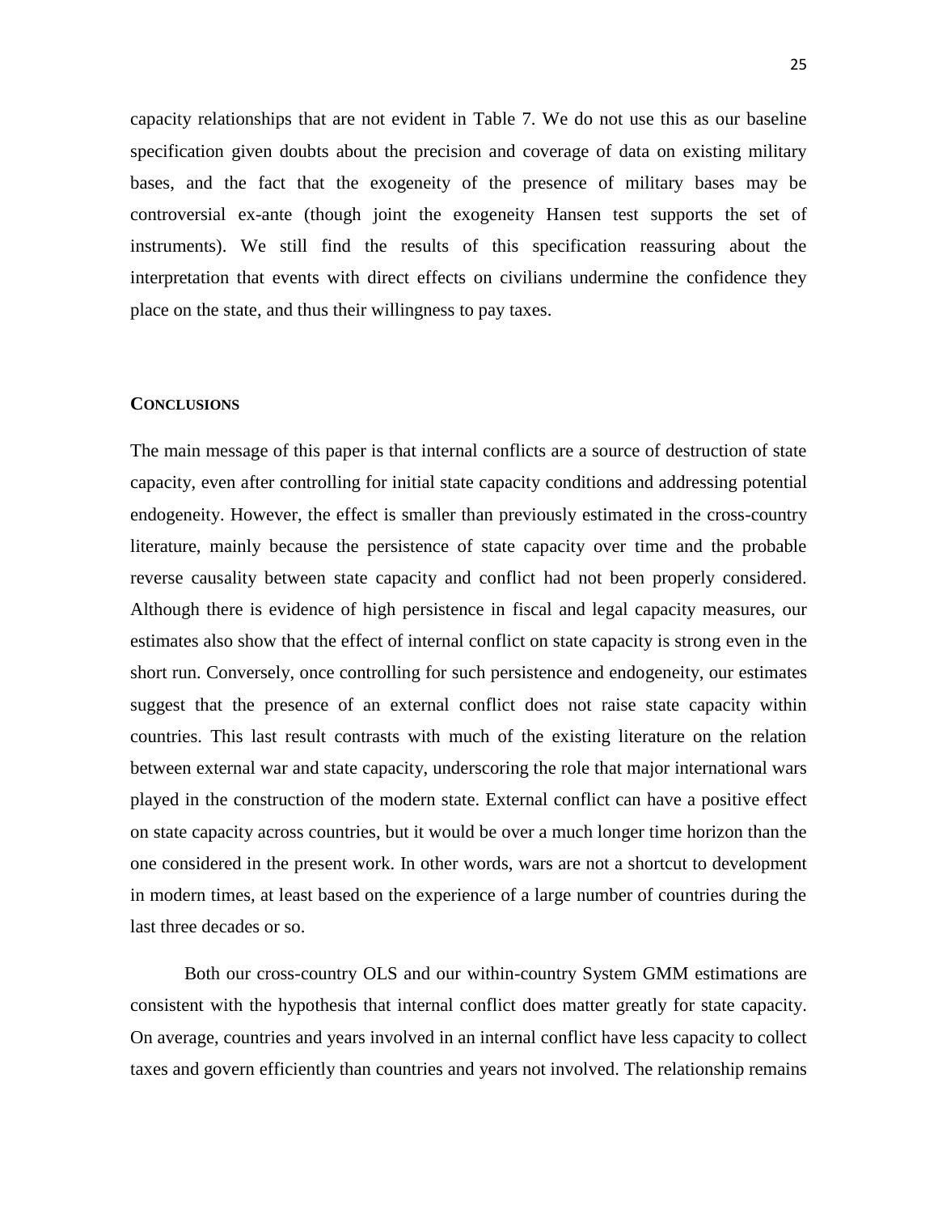capacity relationships that are not evident in Table 7. We do not use this as our baseline specification given doubts about the precision and coverage of data on existing military bases, and the fact that the exogeneity of the presence of military bases may be controversial ex-ante (though joint the exogeneity Hansen test supports the set of instruments). We still find the results of this specification reassuring about the interpretation that events with direct effects on civilians undermine the confidence they place on the state, and thus their willingness to pay taxes.

## CONCLUSIONS

The main message of this paper is that internal conflicts are a source of destruction of state capacity, even after controlling for initial state capacity conditions and addressing potential endogeneity. However, the effect is smaller than previously estimated in the cross-country literature, mainly because the persistence of state capacity over time and the probable reverse causality between state capacity and conflict had not been properly considered. Although there is evidence of high persistence in fiscal and legal capacity measures, our estimates also show that the effect of internal conflict on state capacity is strong even in the short run. Conversely, once controlling for such persistence and endogeneity, our estimates suggest that the presence of an external conflict does not raise state capacity within countries. This last result contrasts with much of the existing literature on the relation between external war and state capacity, underscoring the role that major international wars played in the construction of the modern state. External conflict can have a positive effect on state capacity across countries, but it would be over a much longer time horizon than the one considered in the present work. In other words, wars are not a shortcut to development in modern times, at least based on the experience of a large number of countries during the last three decades or so.

Both our cross-country OLS and our within-country System GMM estimations are consistent with the hypothesis that internal conflict does matter greatly for state capacity. On average, countries and years involved in an internal conflict have less capacity to collect taxes and govern efficiently than countries and years not involved. The relationship remains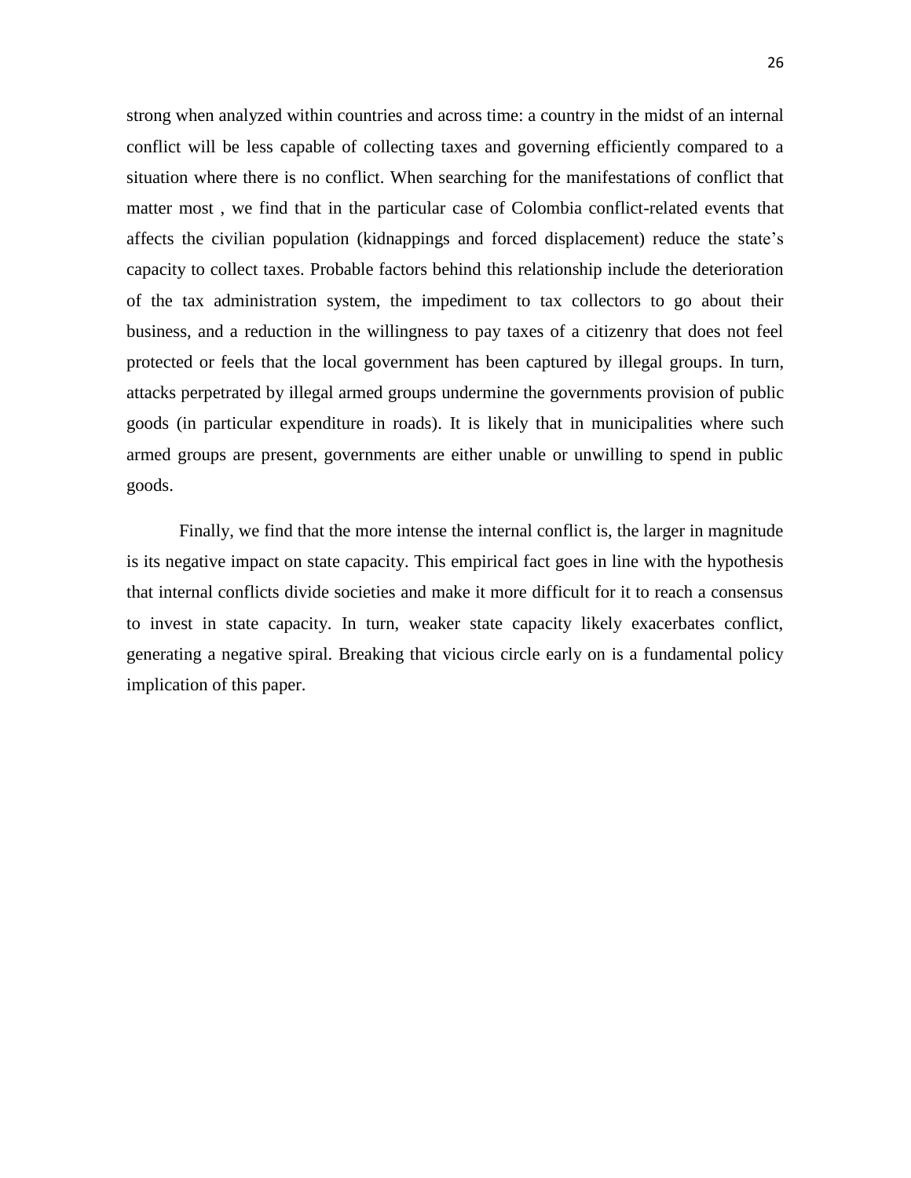strong when analyzed within countries and across time: a country in the midst of an internal conflict will be less capable of collecting taxes and governing efficiently compared to a situation where there is no conflict. When searching for the manifestations of conflict that matter most , we find that in the particular case of Colombia conflict-related events that affects the civilian population (kidnappings and forced displacement) reduce the state's capacity to collect taxes. Probable factors behind this relationship include the deterioration of the tax administration system, the impediment to tax collectors to go about their business, and a reduction in the willingness to pay taxes of a citizenry that does not feel protected or feels that the local government has been captured by illegal groups. In turn, attacks perpetrated by illegal armed groups undermine the governments provision of public goods (in particular expenditure in roads). It is likely that in municipalities where such armed groups are present, governments are either unable or unwilling to spend in public goods.

Finally, we find that the more intense the internal conflict is, the larger in magnitude is its negative impact on state capacity. This empirical fact goes in line with the hypothesis that internal conflicts divide societies and make it more difficult for it to reach a consensus to invest in state capacity. In turn, weaker state capacity likely exacerbates conflict, generating a negative spiral. Breaking that vicious circle early on is a fundamental policy implication of this paper.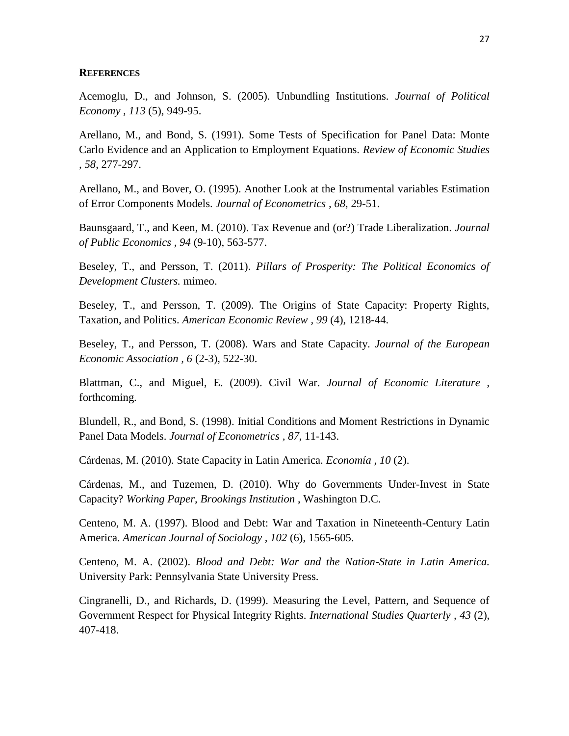**REFERENCES**

Acemoglu, D., and Johnson, S. (2005). Unbundling Institutions. *Journal of Political Economy , 113* (5), 949-95.

Arellano, M., and Bond, S. (1991). Some Tests of Specification for Panel Data: Monte Carlo Evidence and an Application to Employment Equations. *Review of Economic Studies , 58*, 277-297.

Arellano, M., and Bover, O. (1995). Another Look at the Instrumental variables Estimation of Error Components Models. *Journal of Econometrics , 68*, 29-51.

Baunsgaard, T., and Keen, M. (2010). Tax Revenue and (or?) Trade Liberalization. *Journal of Public Economics , 94* (9-10), 563-577.

Beseley, T., and Persson, T. (2011). *Pillars of Prosperity: The Political Economics of Development Clusters.* mimeo.

Beseley, T., and Persson, T. (2009). The Origins of State Capacity: Property Rights, Taxation, and Politics. *American Economic Review , 99* (4), 1218-44.

Beseley, T., and Persson, T. (2008). Wars and State Capacity. *Journal of the European Economic Association , 6* (2-3), 522-30.

Blattman, C., and Miguel, E. (2009). Civil War. *Journal of Economic Literature* , forthcoming.

Blundell, R., and Bond, S. (1998). Initial Conditions and Moment Restrictions in Dynamic Panel Data Models. *Journal of Econometrics , 87*, 11-143.

Cárdenas, M. (2010). State Capacity in Latin America. *Economía , 10* (2).

Cárdenas, M., and Tuzemen, D. (2010). Why do Governments Under-Invest in State Capacity? *Working Paper, Brookings Institution* , Washington D.C.

Centeno, M. A. (1997). Blood and Debt: War and Taxation in Nineteenth-Century Latin America. *American Journal of Sociology , 102* (6), 1565-605.

Centeno, M. A. (2002). *Blood and Debt: War and the Nation-State in Latin America.* University Park: Pennsylvania State University Press.

Cingranelli, D., and Richards, D. (1999). Measuring the Level, Pattern, and Sequence of Government Respect for Physical Integrity Rights. *International Studies Quarterly , 43* (2), 407-418.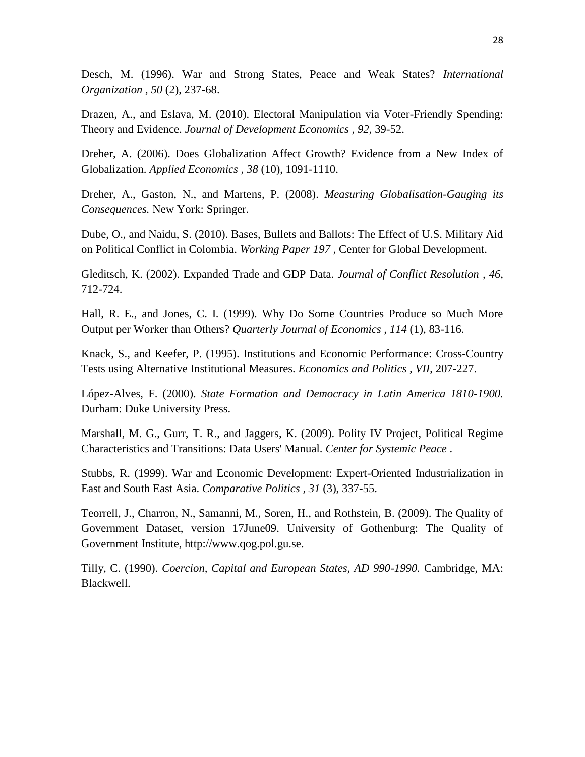Desch, M. (1996). War and Strong States, Peace and Weak States? *International Organization , 50* (2), 237-68.

Drazen, A., and Eslava, M. (2010). Electoral Manipulation via Voter-Friendly Spending: Theory and Evidence. *Journal of Development Economics , 92*, 39-52.

Dreher, A. (2006). Does Globalization Affect Growth? Evidence from a New Index of Globalization. *Applied Economics , 38* (10), 1091-1110.

Dreher, A., Gaston, N., and Martens, P. (2008). *Measuring Globalisation-Gauging its Consequences.* New York: Springer.

Dube, O., and Naidu, S. (2010). Bases, Bullets and Ballots: The Effect of U.S. Military Aid on Political Conflict in Colombia. *Working Paper 197* , Center for Global Development.

Gleditsch, K. (2002). Expanded Trade and GDP Data. *Journal of Conflict Resolution , 46*, 712-724.

Hall, R. E., and Jones, C. I. (1999). Why Do Some Countries Produce so Much More Output per Worker than Others? *Quarterly Journal of Economics , 114* (1), 83-116.

Knack, S., and Keefer, P. (1995). Institutions and Economic Performance: Cross-Country Tests using Alternative Institutional Measures. *Economics and Politics , VII*, 207-227.

López-Alves, F. (2000). *State Formation and Democracy in Latin America 1810-1900.* Durham: Duke University Press.

Marshall, M. G., Gurr, T. R., and Jaggers, K. (2009). Polity IV Project, Political Regime Characteristics and Transitions: Data Users' Manual. *Center for Systemic Peace* .

Stubbs, R. (1999). War and Economic Development: Expert-Oriented Industrialization in East and South East Asia. *Comparative Politics , 31* (3), 337-55.

Teorrell, J., Charron, N., Samanni, M., Soren, H., and Rothstein, B. (2009). The Quality of Government Dataset, version 17June09. University of Gothenburg: The Quality of Government Institute, http://www.qog.pol.gu.se.

Tilly, C. (1990). *Coercion, Capital and European States, AD 990-1990.* Cambridge, MA: Blackwell.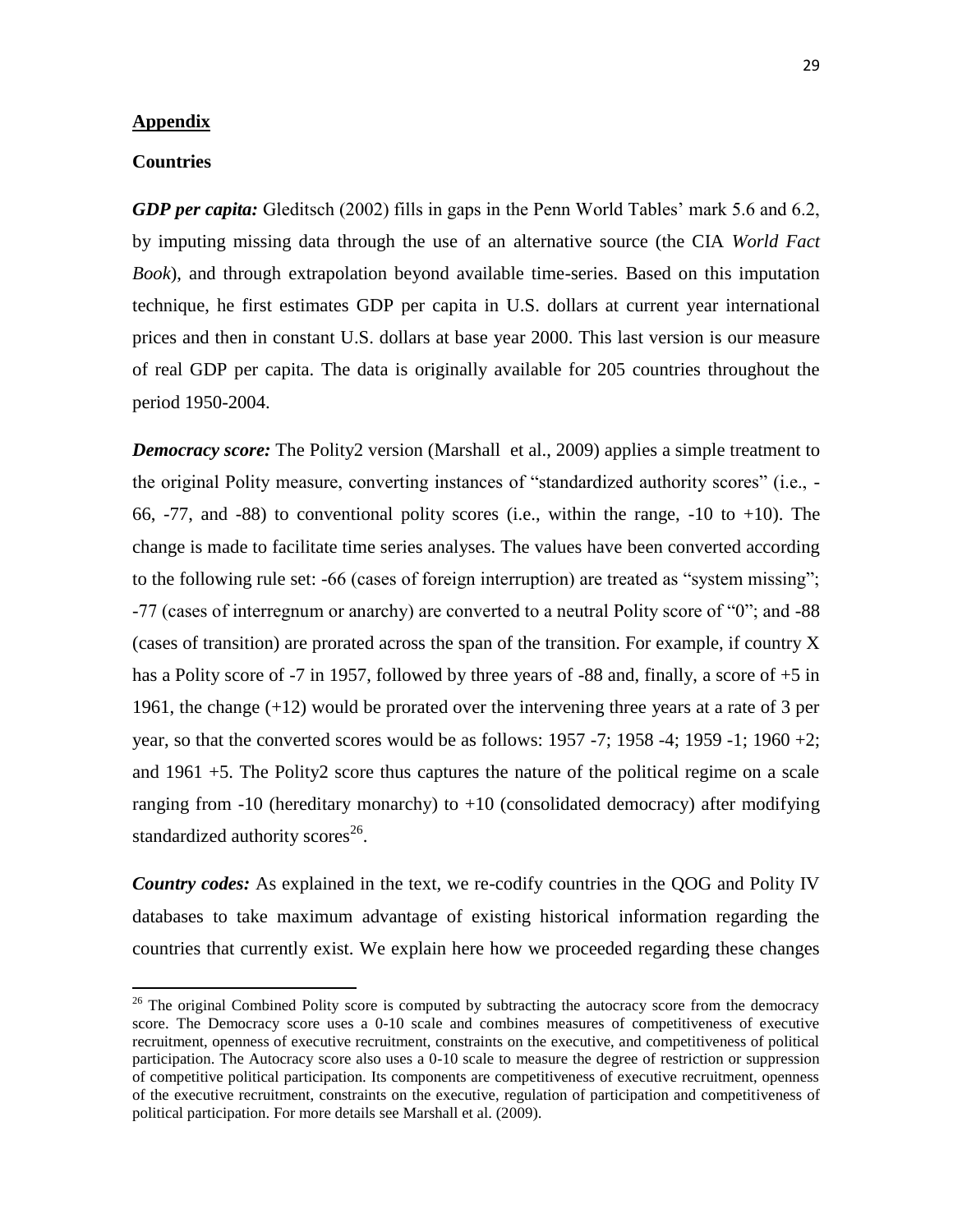## Appendix

### Countries

***GDP per capita:*** Gleditsch (2002) fills in gaps in the Penn World Tables' mark 5.6 and 6.2, by imputing missing data through the use of an alternative source (the CIA *World Fact Book*), and through extrapolation beyond available time-series. Based on this imputation technique, he first estimates GDP per capita in U.S. dollars at current year international prices and then in constant U.S. dollars at base year 2000. This last version is our measure of real GDP per capita. The data is originally available for 205 countries throughout the period 1950-2004.

***Democracy score:*** The Polity2 version (Marshall et al., 2009) applies a simple treatment to the original Polity measure, converting instances of "standardized authority scores" (i.e., -66, -77, and -88) to conventional polity scores (i.e., within the range, -10 to +10). The change is made to facilitate time series analyses. The values have been converted according to the following rule set: -66 (cases of foreign interruption) are treated as "system missing"; -77 (cases of interregnum or anarchy) are converted to a neutral Polity score of "0"; and -88 (cases of transition) are prorated across the span of the transition. For example, if country X has a Polity score of -7 in 1957, followed by three years of -88 and, finally, a score of +5 in 1961, the change (+12) would be prorated over the intervening three years at a rate of 3 per year, so that the converted scores would be as follows: 1957 -7; 1958 -4; 1959 -1; 1960 +2; and 1961 +5. The Polity2 score thus captures the nature of the political regime on a scale ranging from -10 (hereditary monarchy) to +10 (consolidated democracy) after modifying standardized authority scores[26].

***Country codes:*** As explained in the text, we re-codify countries in the QOG and Polity IV databases to take maximum advantage of existing historical information regarding the countries that currently exist. We explain here how we proceeded regarding these changes

[26] The original Combined Polity score is computed by subtracting the autocracy score from the democracy score. The Democracy score uses a 0-10 scale and combines measures of competitiveness of executive recruitment, openness of executive recruitment, constraints on the executive, and competitiveness of political participation. The Autocracy score also uses a 0-10 scale to measure the degree of restriction or suppression of competitive political participation. Its components are competitiveness of executive recruitment, openness of the executive recruitment, constraints on the executive, regulation of participation and competitiveness of political participation. For more details see Marshall et al. (2009).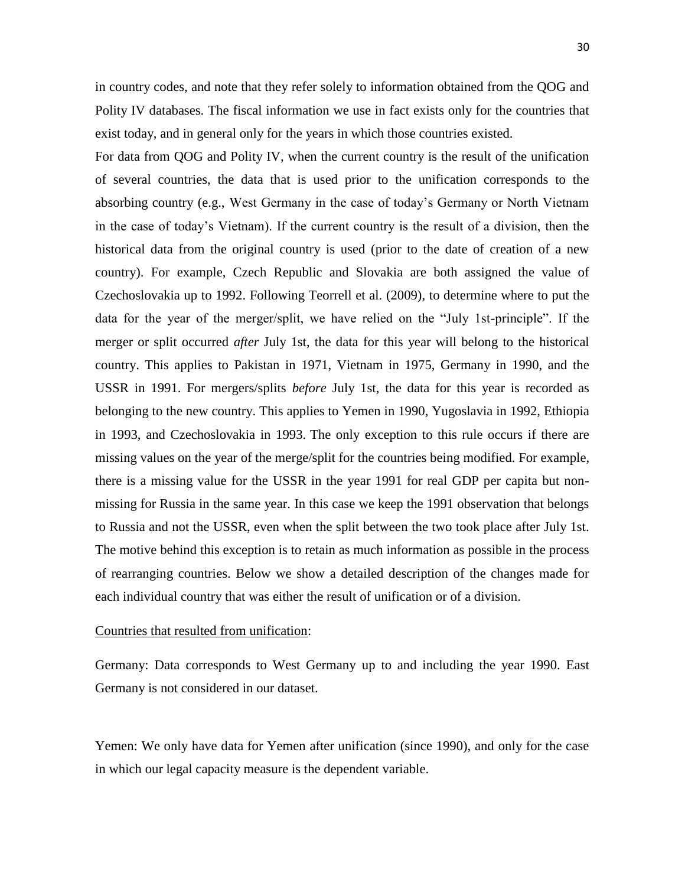in country codes, and note that they refer solely to information obtained from the QOG and Polity IV databases. The fiscal information we use in fact exists only for the countries that exist today, and in general only for the years in which those countries existed.

For data from QOG and Polity IV, when the current country is the result of the unification of several countries, the data that is used prior to the unification corresponds to the absorbing country (e.g., West Germany in the case of today's Germany or North Vietnam in the case of today's Vietnam). If the current country is the result of a division, then the historical data from the original country is used (prior to the date of creation of a new country). For example, Czech Republic and Slovakia are both assigned the value of Czechoslovakia up to 1992. Following Teorrell et al. (2009), to determine where to put the data for the year of the merger/split, we have relied on the "July 1st-principle". If the merger or split occurred *after* July 1st, the data for this year will belong to the historical country. This applies to Pakistan in 1971, Vietnam in 1975, Germany in 1990, and the USSR in 1991. For mergers/splits *before* July 1st, the data for this year is recorded as belonging to the new country. This applies to Yemen in 1990, Yugoslavia in 1992, Ethiopia in 1993, and Czechoslovakia in 1993. The only exception to this rule occurs if there are missing values on the year of the merge/split for the countries being modified. For example, there is a missing value for the USSR in the year 1991 for real GDP per capita but non-missing for Russia in the same year. In this case we keep the 1991 observation that belongs to Russia and not the USSR, even when the split between the two took place after July 1st. The motive behind this exception is to retain as much information as possible in the process of rearranging countries. Below we show a detailed description of the changes made for each individual country that was either the result of unification or of a division.

Countries that resulted from unification:

Germany: Data corresponds to West Germany up to and including the year 1990. East Germany is not considered in our dataset.

Yemen: We only have data for Yemen after unification (since 1990), and only for the case in which our legal capacity measure is the dependent variable.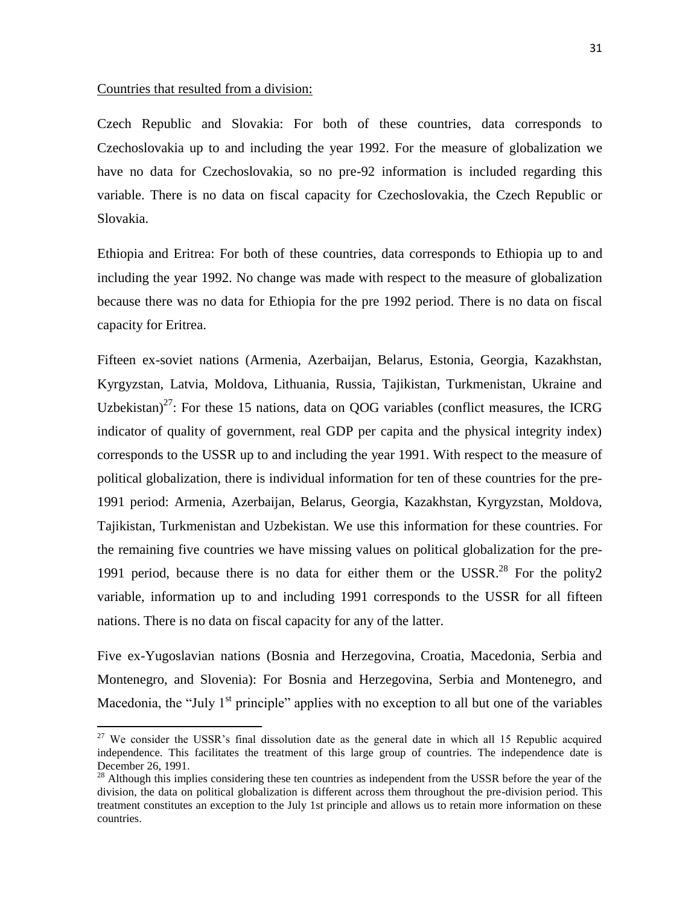Countries that resulted from a division:

Czech Republic and Slovakia: For both of these countries, data corresponds to Czechoslovakia up to and including the year 1992. For the measure of globalization we have no data for Czechoslovakia, so no pre-92 information is included regarding this variable. There is no data on fiscal capacity for Czechoslovakia, the Czech Republic or Slovakia.

Ethiopia and Eritrea: For both of these countries, data corresponds to Ethiopia up to and including the year 1992. No change was made with respect to the measure of globalization because there was no data for Ethiopia for the pre 1992 period. There is no data on fiscal capacity for Eritrea.

Fifteen ex-soviet nations (Armenia, Azerbaijan, Belarus, Estonia, Georgia, Kazakhstan, Kyrgyzstan, Latvia, Moldova, Lithuania, Russia, Tajikistan, Turkmenistan, Ukraine and Uzbekistan)[27]: For these 15 nations, data on QOG variables (conflict measures, the ICRG indicator of quality of government, real GDP per capita and the physical integrity index) corresponds to the USSR up to and including the year 1991. With respect to the measure of political globalization, there is individual information for ten of these countries for the pre-1991 period: Armenia, Azerbaijan, Belarus, Georgia, Kazakhstan, Kyrgyzstan, Moldova, Tajikistan, Turkmenistan and Uzbekistan. We use this information for these countries. For the remaining five countries we have missing values on political globalization for the pre-1991 period, because there is no data for either them or the USSR.[28] For the polity2 variable, information up to and including 1991 corresponds to the USSR for all fifteen nations. There is no data on fiscal capacity for any of the latter.

Five ex-Yugoslavian nations (Bosnia and Herzegovina, Croatia, Macedonia, Serbia and Montenegro, and Slovenia): For Bosnia and Herzegovina, Serbia and Montenegro, and Macedonia, the "July 1st principle" applies with no exception to all but one of the variables

[27] We consider the USSR's final dissolution date as the general date in which all 15 Republic acquired independence. This facilitates the treatment of this large group of countries. The independence date is December 26, 1991.

[28] Although this implies considering these ten countries as independent from the USSR before the year of the division, the data on political globalization is different across them throughout the pre-division period. This treatment constitutes an exception to the July 1st principle and allows us to retain more information on these countries.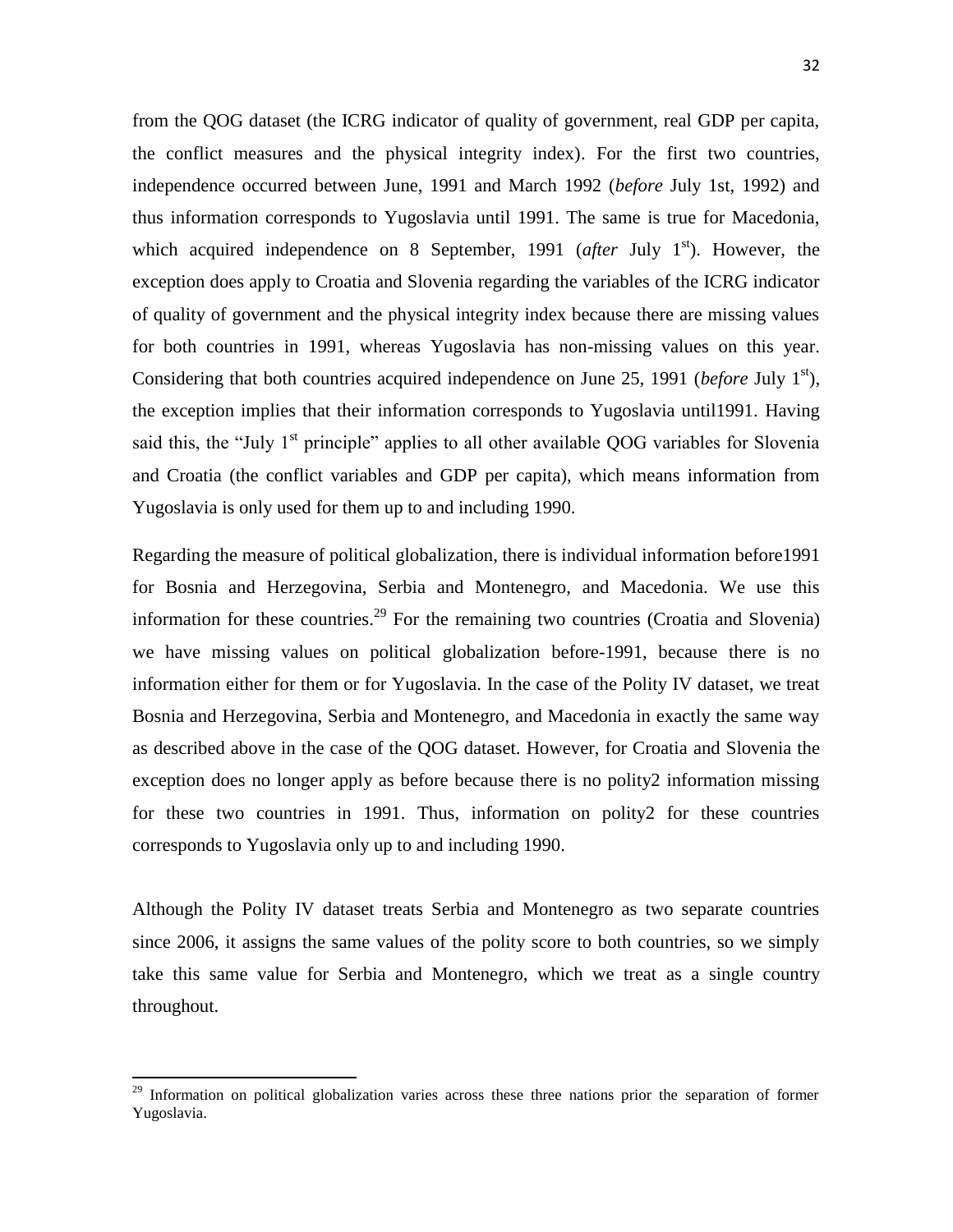from the QOG dataset (the ICRG indicator of quality of government, real GDP per capita, the conflict measures and the physical integrity index). For the first two countries, independence occurred between June, 1991 and March 1992 (*before* July 1st, 1992) and thus information corresponds to Yugoslavia until 1991. The same is true for Macedonia, which acquired independence on 8 September, 1991 (*after* July 1st). However, the exception does apply to Croatia and Slovenia regarding the variables of the ICRG indicator of quality of government and the physical integrity index because there are missing values for both countries in 1991, whereas Yugoslavia has non-missing values on this year. Considering that both countries acquired independence on June 25, 1991 (*before* July 1st), the exception implies that their information corresponds to Yugoslavia until1991. Having said this, the "July 1st principle" applies to all other available QOG variables for Slovenia and Croatia (the conflict variables and GDP per capita), which means information from Yugoslavia is only used for them up to and including 1990.

Regarding the measure of political globalization, there is individual information before1991 for Bosnia and Herzegovina, Serbia and Montenegro, and Macedonia. We use this information for these countries.[29] For the remaining two countries (Croatia and Slovenia) we have missing values on political globalization before-1991, because there is no information either for them or for Yugoslavia. In the case of the Polity IV dataset, we treat Bosnia and Herzegovina, Serbia and Montenegro, and Macedonia in exactly the same way as described above in the case of the QOG dataset. However, for Croatia and Slovenia the exception does no longer apply as before because there is no polity2 information missing for these two countries in 1991. Thus, information on polity2 for these countries corresponds to Yugoslavia only up to and including 1990.

Although the Polity IV dataset treats Serbia and Montenegro as two separate countries since 2006, it assigns the same values of the polity score to both countries, so we simply take this same value for Serbia and Montenegro, which we treat as a single country throughout.

---

[29] Information on political globalization varies across these three nations prior the separation of former Yugoslavia.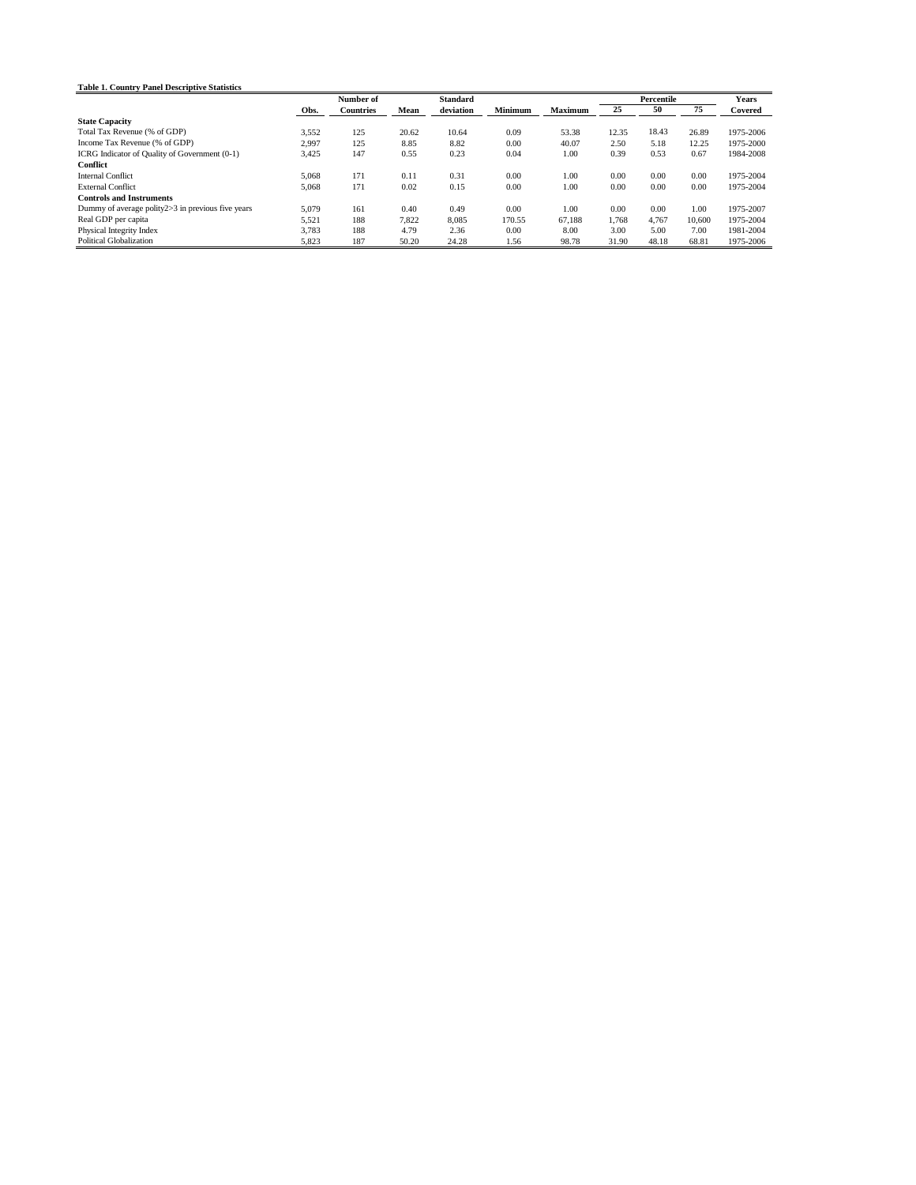**Table 1. Country Panel Descriptive Statistics**

| | Obs. | Number of Countries | Mean | Standard deviation | Minimum | Maximum | Percentile 25 | Percentile 50 | Percentile 75 | Years Covered |
|---|---|---|---|---|---|---|---|---|---|---|
| **State Capacity** | | | | | | | | | | |
| Total Tax Revenue (% of GDP) | 3,552 | 125 | 20.62 | 10.64 | 0.09 | 53.38 | 12.35 | 18.43 | 26.89 | 1975-2006 |
| Income Tax Revenue (% of GDP) | 2,997 | 125 | 8.85 | 8.82 | 0.00 | 40.07 | 2.50 | 5.18 | 12.25 | 1975-2000 |
| ICRG Indicator of Quality of Government (0-1) | 3,425 | 147 | 0.55 | 0.23 | 0.04 | 1.00 | 0.39 | 0.53 | 0.67 | 1984-2008 |
| **Conflict** | | | | | | | | | | |
| Internal Conflict | 5,068 | 171 | 0.11 | 0.31 | 0.00 | 1.00 | 0.00 | 0.00 | 0.00 | 1975-2004 |
| External Conflict | 5,068 | 171 | 0.02 | 0.15 | 0.00 | 1.00 | 0.00 | 0.00 | 0.00 | 1975-2004 |
| **Controls and Instruments** | | | | | | | | | | |
| Dummy of average polity2>3 in previous five years | 5,079 | 161 | 0.40 | 0.49 | 0.00 | 1.00 | 0.00 | 0.00 | 1.00 | 1975-2007 |
| Real GDP per capita | 5,521 | 188 | 7,822 | 8,085 | 170.55 | 67,188 | 1,768 | 4,767 | 10,600 | 1975-2004 |
| Physical Integrity Index | 3,783 | 188 | 4.79 | 2.36 | 0.00 | 8.00 | 3.00 | 5.00 | 7.00 | 1981-2004 |
| Political Globalization | 5,823 | 187 | 50.20 | 24.28 | 1.56 | 98.78 | 31.90 | 48.18 | 68.81 | 1975-2006 |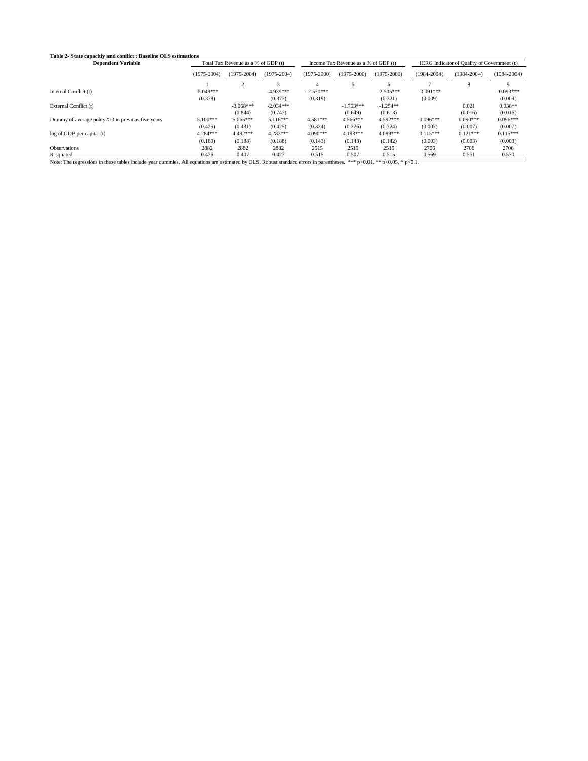**Table 2- State capacitiy and conflict : Baseline OLS estimations**

| Dependent Variable | Total Tax Revenue as a % of GDP (t) | | | Income Tax Revenue as a % of GDP (t) | | | ICRG Indicator of Quality of Government (t) | | |
|---|---|---|---|---|---|---|---|---|---|
| | (1975-2004) | (1975-2004) | (1975-2004) | (1975-2000) | (1975-2000) | (1975-2000) | (1984-2004) | (1984-2004) | (1984-2004) |
| | 1 | 2 | 3 | 4 | 5 | 6 | 7 | 8 | 9 |
| Internal Conflict (t) | -5.049*** | | -4.939*** | -2.570*** | | -2.505*** | -0.091*** | | -0.093*** |
| | (0.378) | | (0.377) | (0.319) | | (0.321) | (0.009) | | (0.009) |
| External Conflict (t) | | -3.068*** | -2.034*** | | -1.763*** | -1.254** | | 0.021 | 0.038** |
| | | (0.844) | (0.747) | | (0.649) | (0.613) | | (0.016) | (0.016) |
| Dummy of average polity2>3 in previous five years | 5.100*** | 5.065*** | 5.116*** | 4.581*** | 4.566*** | 4.592*** | 0.096*** | 0.090*** | 0.096*** |
| | (0.425) | (0.431) | (0.425) | (0.324) | (0.326) | (0.324) | (0.007) | (0.007) | (0.007) |
| log of GDP per capita (t) | 4.284*** | 4.492*** | 4.283*** | 4.090*** | 4.193*** | 4.089*** | 0.115*** | 0.121*** | 0.115*** |
| | (0.189) | (0.188) | (0.188) | (0.143) | (0.143) | (0.142) | (0.003) | (0.003) | (0.003) |
| Observations | 2882 | 2882 | 2882 | 2515 | 2515 | 2515 | 2706 | 2706 | 2706 |
| R-squared | 0.426 | 0.407 | 0.427 | 0.515 | 0.507 | 0.515 | 0.569 | 0.551 | 0.570 |

Note: The regressions in these tables include year dummies. All equations are estimated by OLS. Robust standard errors in parentheses. *** p<0.01, ** p<0.05, * p<0.1.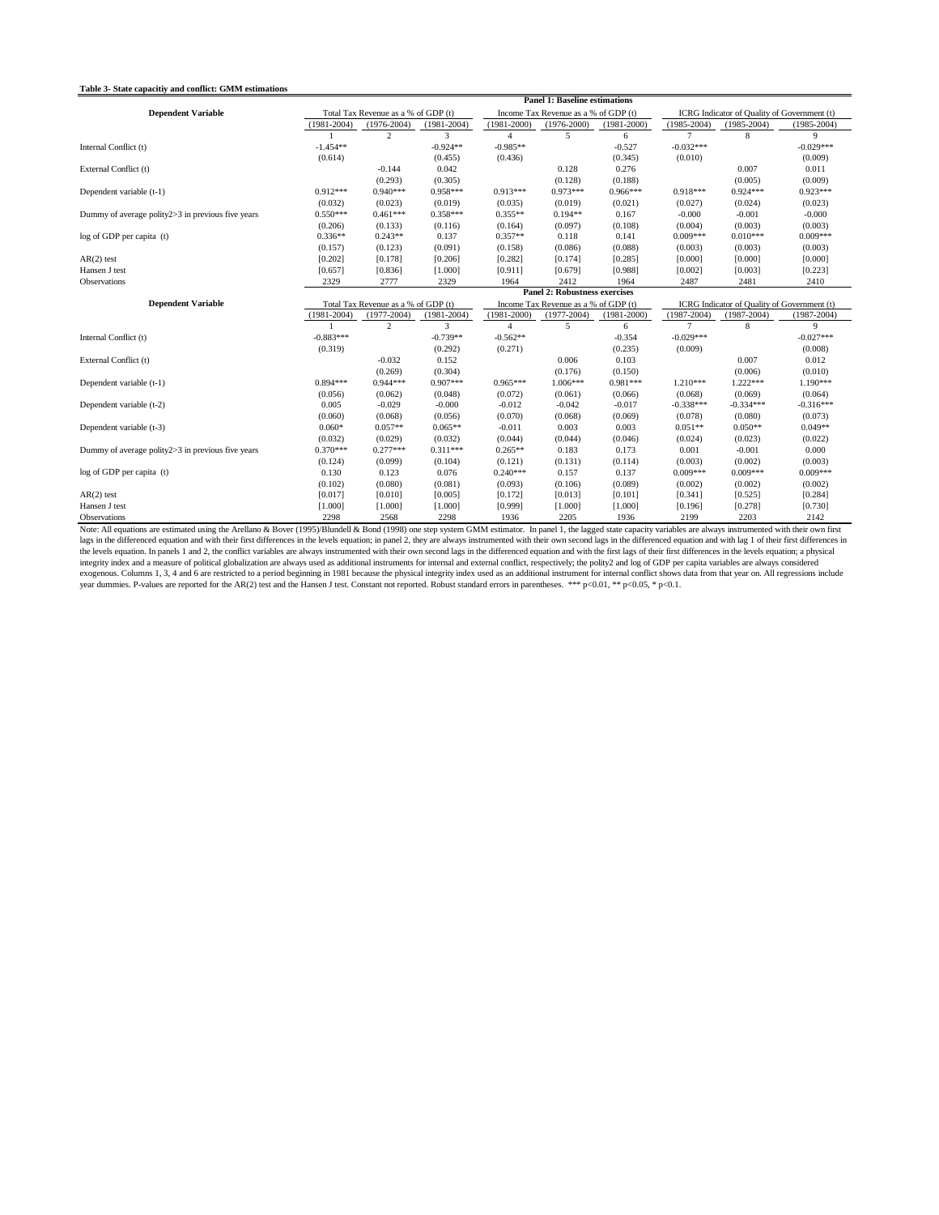**Table 3- State capacitiy and conflict: GMM estimations**

| | **Panel 1: Baseline estimations** | | | | | | | | |
|---|---|---|---|---|---|---|---|---|---|
| **Dependent Variable** | Total Tax Revenue as a % of GDP (t) | | | Income Tax Revenue as a % of GDP (t) | | | ICRG Indicator of Quality of Government (t) | | |
| | (1981-2004) | (1976-2004) | (1981-2004) | (1981-2000) | (1976-2000) | (1981-2000) | (1985-2004) | (1985-2004) | (1985-2004) |
| | 1 | 2 | 3 | 4 | 5 | 6 | 7 | 8 | 9 |
| Internal Conflict (t) | -1.454** | | -0.924** | -0.985** | | -0.527 | -0.032*** | | -0.029*** |
| | (0.614) | | (0.455) | (0.436) | | (0.345) | (0.010) | | (0.009) |
| External Conflict (t) | | -0.144 | 0.042 | | 0.128 | 0.276 | | 0.007 | 0.011 |
| | | (0.293) | (0.305) | | (0.128) | (0.188) | | (0.005) | (0.009) |
| Dependent variable (t-1) | 0.912*** | 0.940*** | 0.958*** | 0.913*** | 0.973*** | 0.966*** | 0.918*** | 0.924*** | 0.923*** |
| | (0.032) | (0.023) | (0.019) | (0.035) | (0.019) | (0.021) | (0.027) | (0.024) | (0.023) |
| Dummy of average polity2>3 in previous five years | 0.550*** | 0.461*** | 0.358*** | 0.355** | 0.194** | 0.167 | -0.000 | -0.001 | -0.000 |
| | (0.206) | (0.133) | (0.116) | (0.164) | (0.097) | (0.108) | (0.004) | (0.003) | (0.003) |
| log of GDP per capita (t) | 0.336** | 0.243** | 0.137 | 0.357** | 0.118 | 0.141 | 0.009*** | 0.010*** | 0.009*** |
| | (0.157) | (0.123) | (0.091) | (0.158) | (0.086) | (0.088) | (0.003) | (0.003) | (0.003) |
| AR(2) test | [0.202] | [0.178] | [0.206] | [0.282] | [0.174] | [0.285] | [0.000] | [0.000] | [0.000] |
| Hansen J test | [0.657] | [0.836] | [1.000] | [0.911] | [0.679] | [0.988] | [0.002] | [0.003] | [0.223] |
| Observations | 2329 | 2777 | 2329 | 1964 | 2412 | 1964 | 2487 | 2481 | 2410 |
| | **Panel 2: Robustness exercises** | | | | | | | | |
| **Dependent Variable** | Total Tax Revenue as a % of GDP (t) | | | Income Tax Revenue as a % of GDP (t) | | | ICRG Indicator of Quality of Government (t) | | |
| | (1981-2004) | (1977-2004) | (1981-2004) | (1981-2000) | (1977-2004) | (1981-2000) | (1987-2004) | (1987-2004) | (1987-2004) |
| | 1 | 2 | 3 | 4 | 5 | 6 | 7 | 8 | 9 |
| Internal Conflict (t) | -0.883*** | | -0.739** | -0.562** | | -0.354 | -0.029*** | | -0.027*** |
| | (0.319) | | (0.292) | (0.271) | | (0.235) | (0.009) | | (0.008) |
| External Conflict (t) | | -0.032 | 0.152 | | 0.006 | 0.103 | | 0.007 | 0.012 |
| | | (0.269) | (0.304) | | (0.176) | (0.150) | | (0.006) | (0.010) |
| Dependent variable (t-1) | 0.894*** | 0.944*** | 0.907*** | 0.965*** | 1.006*** | 0.981*** | 1.210*** | 1.222*** | 1.190*** |
| | (0.056) | (0.062) | (0.048) | (0.072) | (0.061) | (0.066) | (0.068) | (0.069) | (0.064) |
| Dependent variable (t-2) | 0.005 | -0.029 | -0.000 | -0.012 | -0.042 | -0.017 | -0.338*** | -0.334*** | -0.316*** |
| | (0.060) | (0.068) | (0.056) | (0.070) | (0.068) | (0.069) | (0.078) | (0.080) | (0.073) |
| Dependent variable (t-3) | 0.060* | 0.057** | 0.065** | -0.011 | 0.003 | 0.003 | 0.051** | 0.050** | 0.049** |
| | (0.032) | (0.029) | (0.032) | (0.044) | (0.044) | (0.046) | (0.024) | (0.023) | (0.022) |
| Dummy of average polity2>3 in previous five years | 0.370*** | 0.277*** | 0.311*** | 0.265** | 0.183 | 0.173 | 0.001 | -0.001 | 0.000 |
| | (0.124) | (0.099) | (0.104) | (0.121) | (0.131) | (0.114) | (0.003) | (0.002) | (0.003) |
| log of GDP per capita (t) | 0.130 | 0.123 | 0.076 | 0.240*** | 0.157 | 0.137 | 0.009*** | 0.009*** | 0.009*** |
| | (0.102) | (0.080) | (0.081) | (0.093) | (0.106) | (0.089) | (0.002) | (0.002) | (0.002) |
| AR(2) test | [0.017] | [0.010] | [0.005] | [0.172] | [0.013] | [0.101] | [0.341] | [0.525] | [0.284] |
| Hansen J test | [1.000] | [1.000] | [1.000] | [0.999] | [1.000] | [1.000] | [0.196] | [0.278] | [0.730] |
| Observations | 2298 | 2568 | 2298 | 1936 | 2205 | 1936 | 2199 | 2203 | 2142 |

Note: All equations are estimated using the Arellano & Bover (1995)/Blundell & Bond (1998) one step system GMM estimator. In panel 1, the lagged state capacity variables are always instrumented with their own first lags in the differenced equation and with their first differences in the levels equation; in panel 2, they are always instrumented with their own second lags in the differenced equation and with lag 1 of their first differences in the levels equation. In panels 1 and 2, the conflict variables are always instrumented with their own second lags in the differenced equation and with the first lags of their first differences in the levels equation; a physical integrity index and a measure of political globalization are always used as additional instruments for internal and external conflict, respectively; the polity2 and log of GDP per capita variables are always considered exogenous. Columns 1, 3, 4 and 6 are restricted to a period beginning in 1981 because the physical integrity index used as an additional instrument for internal conflict shows data from that year on. All regressions include year dummies. P-values are reported for the AR(2) test and the Hansen J test. Constant not reported. Robust standard errors in parentheses. *** p<0.01, ** p<0.05, * p<0.1.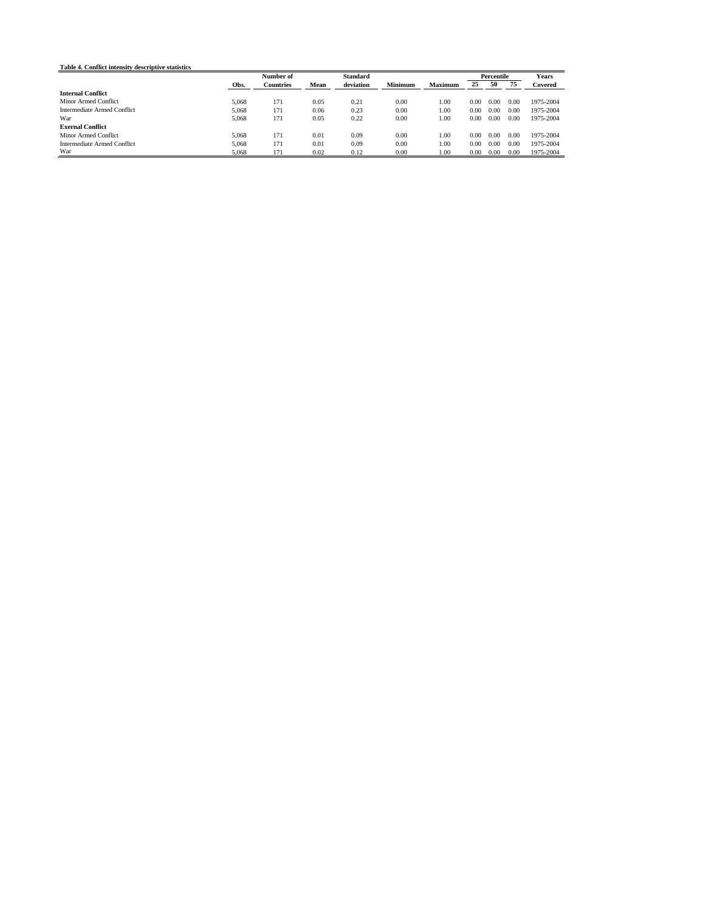**Table 4. Conflict intensity descriptive statistics**

| | Obs. | Number of Countries | Mean | Standard deviation | Minimum | Maximum | Percentile 25 | Percentile 50 | Percentile 75 | Years Covered |
|---|---|---|---|---|---|---|---|---|---|---|
| **Internal Conflict** | | | | | | | | | | |
| Minor Armed Conflict | 5,068 | 171 | 0.05 | 0.21 | 0.00 | 1.00 | 0.00 | 0.00 | 0.00 | 1975-2004 |
| Intermediate Armed Conflict | 5,068 | 171 | 0.06 | 0.23 | 0.00 | 1.00 | 0.00 | 0.00 | 0.00 | 1975-2004 |
| War | 5,068 | 171 | 0.05 | 0.22 | 0.00 | 1.00 | 0.00 | 0.00 | 0.00 | 1975-2004 |
| **Exernal Conflict** | | | | | | | | | | |
| Minor Armed Conflict | 5,068 | 171 | 0.01 | 0.09 | 0.00 | 1.00 | 0.00 | 0.00 | 0.00 | 1975-2004 |
| Intermediate Armed Conflict | 5,068 | 171 | 0.01 | 0.09 | 0.00 | 1.00 | 0.00 | 0.00 | 0.00 | 1975-2004 |
| War | 5,068 | 171 | 0.02 | 0.12 | 0.00 | 1.00 | 0.00 | 0.00 | 0.00 | 1975-2004 |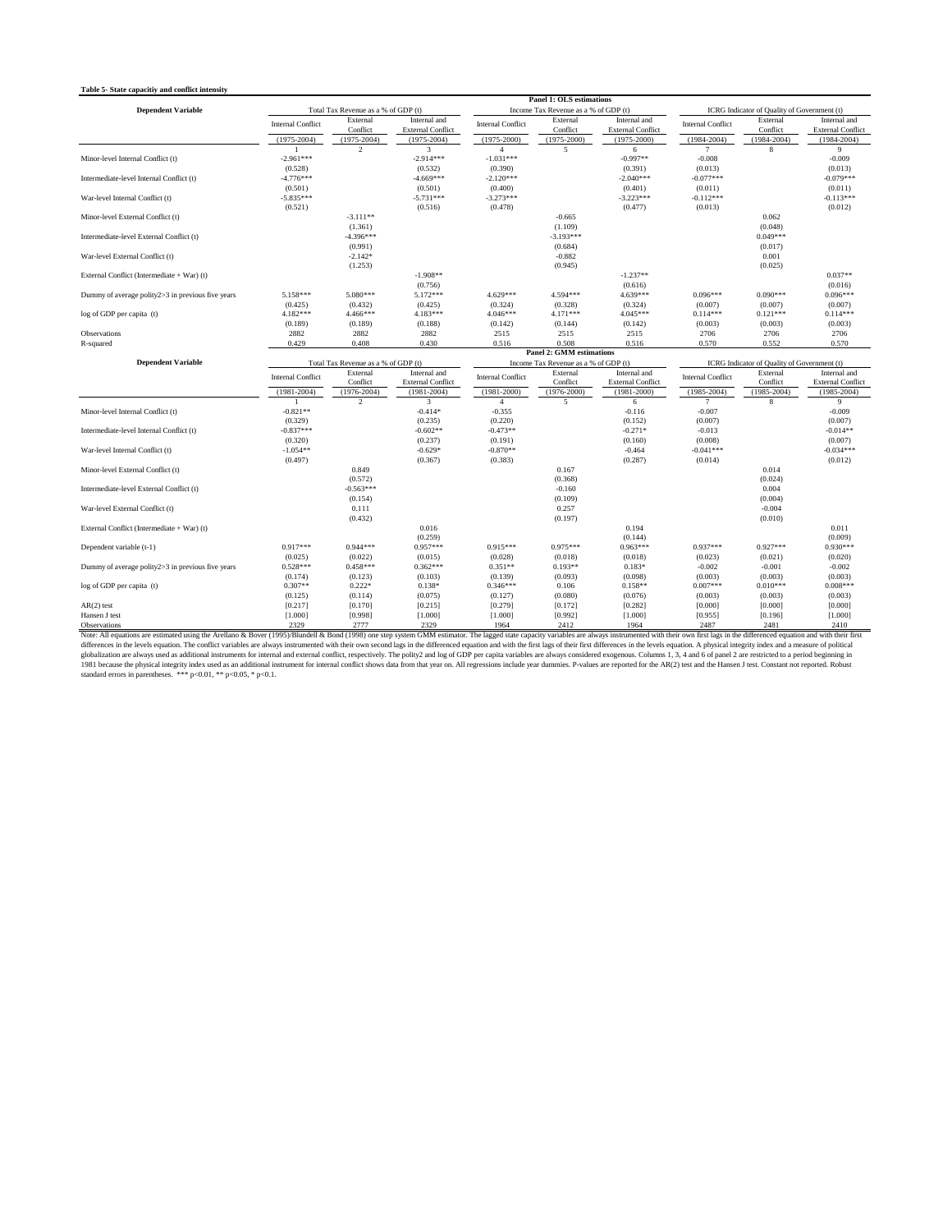**Table 5- State capacitiy and conflict intensity**

| Dependent Variable | Total Tax Revenue as a % of GDP (t) | | | Income Tax Revenue as a % of GDP (t) | | | ICRG Indicator of Quality of Government (t) | | |
|---|---|---|---|---|---|---|---|---|---|
| **Panel 1: OLS estimations** | | | | | | | | | |
| | Internal Conflict | External Conflict | Internal and External Conflict | Internal Conflict | External Conflict | Internal and External Conflict | Internal Conflict | External Conflict | Internal and External Conflict |
| | (1975-2004) | (1975-2004) | (1975-2004) | (1975-2000) | (1975-2000) | (1975-2000) | (1984-2004) | (1984-2004) | (1984-2004) |
| | 1 | 2 | 3 | 4 | 5 | 6 | 7 | 8 | 9 |
| Minor-level Internal Conflict (t) | -2.961*** | | -2.914*** | -1.031*** | | -0.997** | -0.008 | | -0.009 |
| | (0.528) | | (0.532) | (0.390) | | (0.391) | (0.013) | | (0.013) |
| Intermediate-level Internal Conflict (t) | -4.776*** | | -4.669*** | -2.120*** | | -2.040*** | -0.077*** | | -0.079*** |
| | (0.501) | | (0.501) | (0.400) | | (0.401) | (0.011) | | (0.011) |
| War-level Internal Conflict (t) | -5.835*** | | -5.731*** | -3.273*** | | -3.223*** | -0.112*** | | -0.113*** |
| | (0.521) | | (0.516) | (0.478) | | (0.477) | (0.013) | | (0.012) |
| Minor-level External Conflict (t) | | -3.111** | | | -0.665 | | | 0.062 | |
| | | (1.361) | | | (1.109) | | | (0.048) | |
| Intermediate-level External Conflict (t) | | -4.396*** | | | -3.193*** | | | 0.049*** | |
| | | (0.991) | | | (0.684) | | | (0.017) | |
| War-level External Conflict (t) | | -2.142* | | | -0.882 | | | 0.001 | |
| | | (1.253) | | | (0.945) | | | (0.025) | |
| External Conflict (Intermediate + War) (t) | | | -1.908** | | | -1.237** | | | 0.037** |
| | | | (0.756) | | | (0.616) | | | (0.016) |
| Dummy of average polity2>3 in previous five years | 5.158*** | 5.080*** | 5.172*** | 4.629*** | 4.594*** | 4.639*** | 0.096*** | 0.090*** | 0.096*** |
| | (0.425) | (0.432) | (0.425) | (0.324) | (0.328) | (0.324) | (0.007) | (0.007) | (0.007) |
| log of GDP per capita (t) | 4.182*** | 4.466*** | 4.183*** | 4.046*** | 4.171*** | 4.045*** | 0.114*** | 0.121*** | 0.114*** |
| | (0.189) | (0.189) | (0.188) | (0.142) | (0.144) | (0.142) | (0.003) | (0.003) | (0.003) |
| Observations | 2882 | 2882 | 2882 | 2515 | 2515 | 2515 | 2706 | 2706 | 2706 |
| R-squared | 0.429 | 0.408 | 0.430 | 0.516 | 0.508 | 0.516 | 0.570 | 0.552 | 0.570 |
| **Panel 2: GMM estimations** | | | | | | | | | |
| **Dependent Variable** | Total Tax Revenue as a % of GDP (t) | | | Income Tax Revenue as a % of GDP (t) | | | ICRG Indicator of Quality of Government (t) | | |
| | Internal Conflict | External Conflict | Internal and External Conflict | Internal Conflict | External Conflict | Internal and External Conflict | Internal Conflict | External Conflict | Internal and External Conflict |
| | (1981-2004) | (1976-2004) | (1981-2004) | (1981-2000) | (1976-2000) | (1981-2000) | (1985-2004) | (1985-2004) | (1985-2004) |
| | 1 | 2 | 3 | 4 | 5 | 6 | 7 | 8 | 9 |
| Minor-level Internal Conflict (t) | -0.821** | | -0.414* | -0.355 | | -0.116 | -0.007 | | -0.009 |
| | (0.329) | | (0.235) | (0.220) | | (0.152) | (0.007) | | (0.007) |
| Intermediate-level Internal Conflict (t) | -0.837*** | | -0.602** | -0.473** | | -0.271* | -0.013 | | -0.014** |
| | (0.320) | | (0.237) | (0.191) | | (0.160) | (0.008) | | (0.007) |
| War-level Internal Conflict (t) | -1.054** | | -0.629* | -0.870** | | -0.464 | -0.041*** | | -0.034*** |
| | (0.497) | | (0.367) | (0.383) | | (0.287) | (0.014) | | (0.012) |
| Minor-level External Conflict (t) | | 0.849 | | | 0.167 | | | 0.014 | |
| | | (0.572) | | | (0.368) | | | (0.024) | |
| Intermediate-level External Conflict (t) | | -0.563*** | | | -0.160 | | | 0.004 | |
| | | (0.154) | | | (0.109) | | | (0.004) | |
| War-level External Conflict (t) | | 0.111 | | | 0.257 | | | -0.004 | |
| | | (0.432) | | | (0.197) | | | (0.010) | |
| External Conflict (Intermediate + War) (t) | | | 0.016 | | | 0.194 | | | 0.011 |
| | | | (0.259) | | | (0.144) | | | (0.009) |
| Dependent variable (t-1) | 0.917*** | 0.944*** | 0.957*** | 0.915*** | 0.975*** | 0.963*** | 0.937*** | 0.927*** | 0.930*** |
| | (0.025) | (0.022) | (0.015) | (0.028) | (0.018) | (0.018) | (0.023) | (0.021) | (0.020) |
| Dummy of average polity2>3 in previous five years | 0.528*** | 0.458*** | 0.362*** | 0.351** | 0.193** | 0.183* | -0.002 | -0.001 | -0.002 |
| | (0.174) | (0.123) | (0.103) | (0.139) | (0.093) | (0.098) | (0.003) | (0.003) | (0.003) |
| log of GDP per capita (t) | 0.307** | 0.222* | 0.138* | 0.346*** | 0.106 | 0.158** | 0.007*** | 0.010*** | 0.008*** |
| | (0.125) | (0.114) | (0.075) | (0.127) | (0.080) | (0.076) | (0.003) | (0.003) | (0.003) |
| AR(2) test | [0.217] | [0.170] | [0.215] | [0.279] | [0.172] | [0.282] | [0.000] | [0.000] | [0.000] |
| Hansen J test | [1.000] | [0.998] | [1.000] | [1.000] | [0.992] | [1.000] | [0.955] | [0.196] | [1.000] |
| Observations | 2329 | 2777 | 2329 | 1964 | 2412 | 1964 | 2487 | 2481 | 2410 |

Note: All equations are estimated using the Arellano & Bover (1995)/Blundell & Bond (1998) one step system GMM estimator. The lagged state capacity variables are always instrumented with their own first lags in the differenced equation and with their first differences in the levels equation. The conflict variables are always instrumented with their own second lags in the differenced equation and with the first lags of their first differences in the levels equation. A physical integrity index and a measure of political globalization are always used as additional instruments for internal and external conflict, respectively. The polity2 and log of GDP per capita variables are always considered exogenous. Columns 1, 3, 4 and 6 of panel 2 are restricted to a period beginning in 1981 because the physical integrity index used as an additional instrument for internal conflict shows data from that year on. All regressions include year dummies. P-values are reported for the AR(2) test and the Hansen J test. Constant not reported. Robust standard errors in parentheses. *** p<0.01, ** p<0.05, * p<0.1.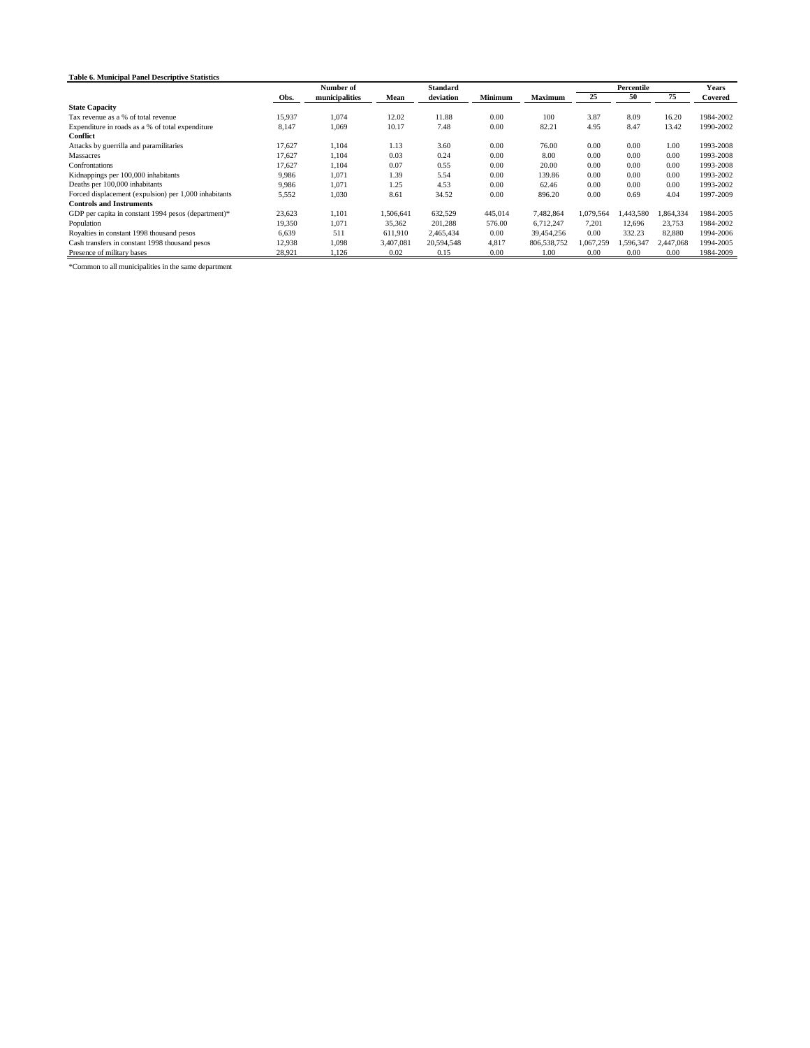**Table 6. Municipal Panel Descriptive Statistics**

| | Obs. | Number of municipalities | Mean | Standard deviation | Minimum | Maximum | Percentile 25 | Percentile 50 | Percentile 75 | Years Covered |
|---|---|---|---|---|---|---|---|---|---|---|
| **State Capacity** | | | | | | | | | | |
| Tax revenue as a % of total revenue | 15,937 | 1,074 | 12.02 | 11.88 | 0.00 | 100 | 3.87 | 8.09 | 16.20 | 1984-2002 |
| Expenditure in roads as a % of total expenditure | 8,147 | 1,069 | 10.17 | 7.48 | 0.00 | 82.21 | 4.95 | 8.47 | 13.42 | 1990-2002 |
| **Conflict** | | | | | | | | | | |
| Attacks by guerrilla and paramilitaries | 17,627 | 1,104 | 1.13 | 3.60 | 0.00 | 76.00 | 0.00 | 0.00 | 1.00 | 1993-2008 |
| Massacres | 17,627 | 1,104 | 0.03 | 0.24 | 0.00 | 8.00 | 0.00 | 0.00 | 0.00 | 1993-2008 |
| Confrontations | 17,627 | 1,104 | 0.07 | 0.55 | 0.00 | 20.00 | 0.00 | 0.00 | 0.00 | 1993-2008 |
| Kidnappings per 100,000 inhabitants | 9,986 | 1,071 | 1.39 | 5.54 | 0.00 | 139.86 | 0.00 | 0.00 | 0.00 | 1993-2002 |
| Deaths per 100,000 inhabitants | 9,986 | 1,071 | 1.25 | 4.53 | 0.00 | 62.46 | 0.00 | 0.00 | 0.00 | 1993-2002 |
| Forced displacement (expulsion) per 1,000 inhabitants | 5,552 | 1,030 | 8.61 | 34.52 | 0.00 | 896.20 | 0.00 | 0.69 | 4.04 | 1997-2009 |
| **Controls and Instruments** | | | | | | | | | | |
| GDP per capita in constant 1994 pesos (department)* | 23,623 | 1,101 | 1,506,641 | 632,529 | 445,014 | 7,482,864 | 1,079,564 | 1,443,580 | 1,864,334 | 1984-2005 |
| Population | 19,350 | 1,071 | 35,362 | 201,288 | 576.00 | 6,712,247 | 7,201 | 12,696 | 23,753 | 1984-2002 |
| Royalties in constant 1998 thousand pesos | 6,639 | 511 | 611,910 | 2,465,434 | 0.00 | 39,454,256 | 0.00 | 332.23 | 82,880 | 1994-2006 |
| Cash transfers in constant 1998 thousand pesos | 12,938 | 1,098 | 3,407,081 | 20,594,548 | 4,817 | 806,538,752 | 1,067,259 | 1,596,347 | 2,447,068 | 1994-2005 |
| Presence of military bases | 28,921 | 1,126 | 0.02 | 0.15 | 0.00 | 1.00 | 0.00 | 0.00 | 0.00 | 1984-2009 |

*Common to all municipalities in the same department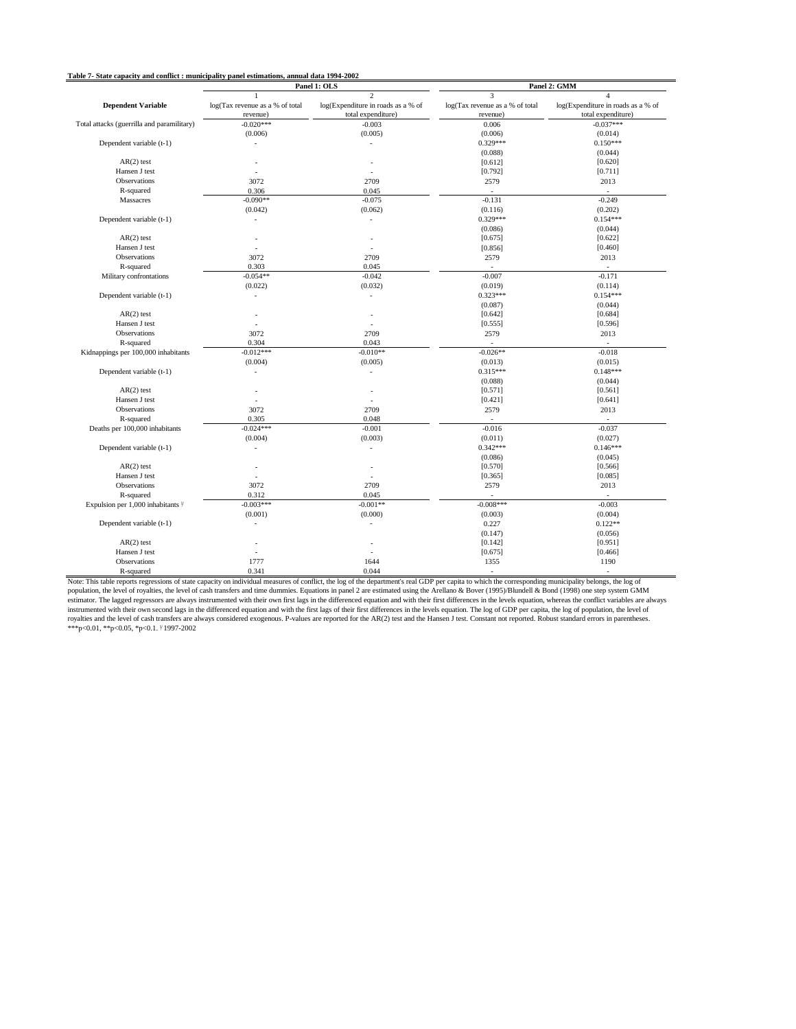**Table 7- State capacity and conflict : municipality panel estimations, annual data 1994-2002**

| | Panel 1: OLS | | Panel 2: GMM | |
|---|---|---|---|---|
| | 1 | 2 | 3 | 4 |
| **Dependent Variable** | log(Tax revenue as a % of total revenue) | log(Expenditure in roads as a % of total expenditure) | log(Tax revenue as a % of total revenue) | log(Expenditure in roads as a % of total expenditure) |
| Total attacks (guerrilla and paramilitary) | -0.020*** | -0.003 | 0.006 | -0.037*** |
| | (0.006) | (0.005) | (0.006) | (0.014) |
| Dependent variable (t-1) | - | - | 0.329*** | 0.150*** |
| | | | (0.088) | (0.044) |
| AR(2) test | - | - | [0.612] | [0.620] |
| Hansen J test | - | - | [0.792] | [0.711] |
| Observations | 3072 | 2709 | 2579 | 2013 |
| R-squared | 0.306 | 0.045 | - | - |
| Massacres | -0.090** | -0.075 | -0.131 | -0.249 |
| | (0.042) | (0.062) | (0.116) | (0.202) |
| Dependent variable (t-1) | - | - | 0.329*** | 0.154*** |
| | | | (0.086) | (0.044) |
| AR(2) test | - | - | [0.675] | [0.622] |
| Hansen J test | - | - | [0.856] | [0.460] |
| Observations | 3072 | 2709 | 2579 | 2013 |
| R-squared | 0.303 | 0.045 | - | - |
| Military confrontations | -0.054** | -0.042 | -0.007 | -0.171 |
| | (0.022) | (0.032) | (0.019) | (0.114) |
| Dependent variable (t-1) | - | - | 0.323*** | 0.154*** |
| | | | (0.087) | (0.044) |
| AR(2) test | - | - | [0.642] | [0.684] |
| Hansen J test | - | - | [0.555] | [0.596] |
| Observations | 3072 | 2709 | 2579 | 2013 |
| R-squared | 0.304 | 0.043 | - | - |
| Kidnappings per 100,000 inhabitants | -0.012*** | -0.010** | -0.026** | -0.018 |
| | (0.004) | (0.005) | (0.013) | (0.015) |
| Dependent variable (t-1) | - | - | 0.315*** | 0.148*** |
| | | | (0.088) | (0.044) |
| AR(2) test | - | - | [0.571] | [0.561] |
| Hansen J test | - | - | [0.421] | [0.641] |
| Observations | 3072 | 2709 | 2579 | 2013 |
| R-squared | 0.305 | 0.048 | - | - |
| Deaths per 100,000 inhabitants | -0.024*** | -0.001 | -0.016 | -0.037 |
| | (0.004) | (0.003) | (0.011) | (0.027) |
| Dependent variable (t-1) | - | - | 0.342*** | 0.146*** |
| | | | (0.086) | (0.045) |
| AR(2) test | - | - | [0.570] | [0.566] |
| Hansen J test | - | - | [0.365] | [0.085] |
| Observations | 3072 | 2709 | 2579 | 2013 |
| R-squared | 0.312 | 0.045 | - | - |
| Expulsion per 1,000 inhabitants ^γ^ | -0.003*** | -0.001** | -0.008*** | -0.003 |
| | (0.001) | (0.000) | (0.003) | (0.004) |
| Dependent variable (t-1) | - | - | 0.227 | 0.122** |
| | | | (0.147) | (0.056) |
| AR(2) test | - | - | [0.142] | [0.951] |
| Hansen J test | - | - | [0.675] | [0.466] |
| Observations | 1777 | 1644 | 1355 | 1190 |
| R-squared | 0.341 | 0.044 | - | - |

Note: This table reports regressions of state capacity on individual measures of conflict, the log of the department's real GDP per capita to which the corresponding municipality belongs, the log of population, the level of royalties, the level of cash transfers and time dummies. Equations in panel 2 are estimated using the Arellano & Bover (1995)/Blundell & Bond (1998) one step system GMM estimator. The lagged regressors are always instrumented with their own first lags in the differenced equation and with their first differences in the levels equation, whereas the conflict variables are always instrumented with their own second lags in the differenced equation and with the first lags of their first differences in the levels equation. The log of GDP per capita, the log of population, the level of royalties and the level of cash transfers are always considered exogenous. P-values are reported for the AR(2) test and the Hansen J test. Constant not reported. Robust standard errors in parentheses. ***p<0.01, **p<0.05, *p<0.1. γ 1997-2002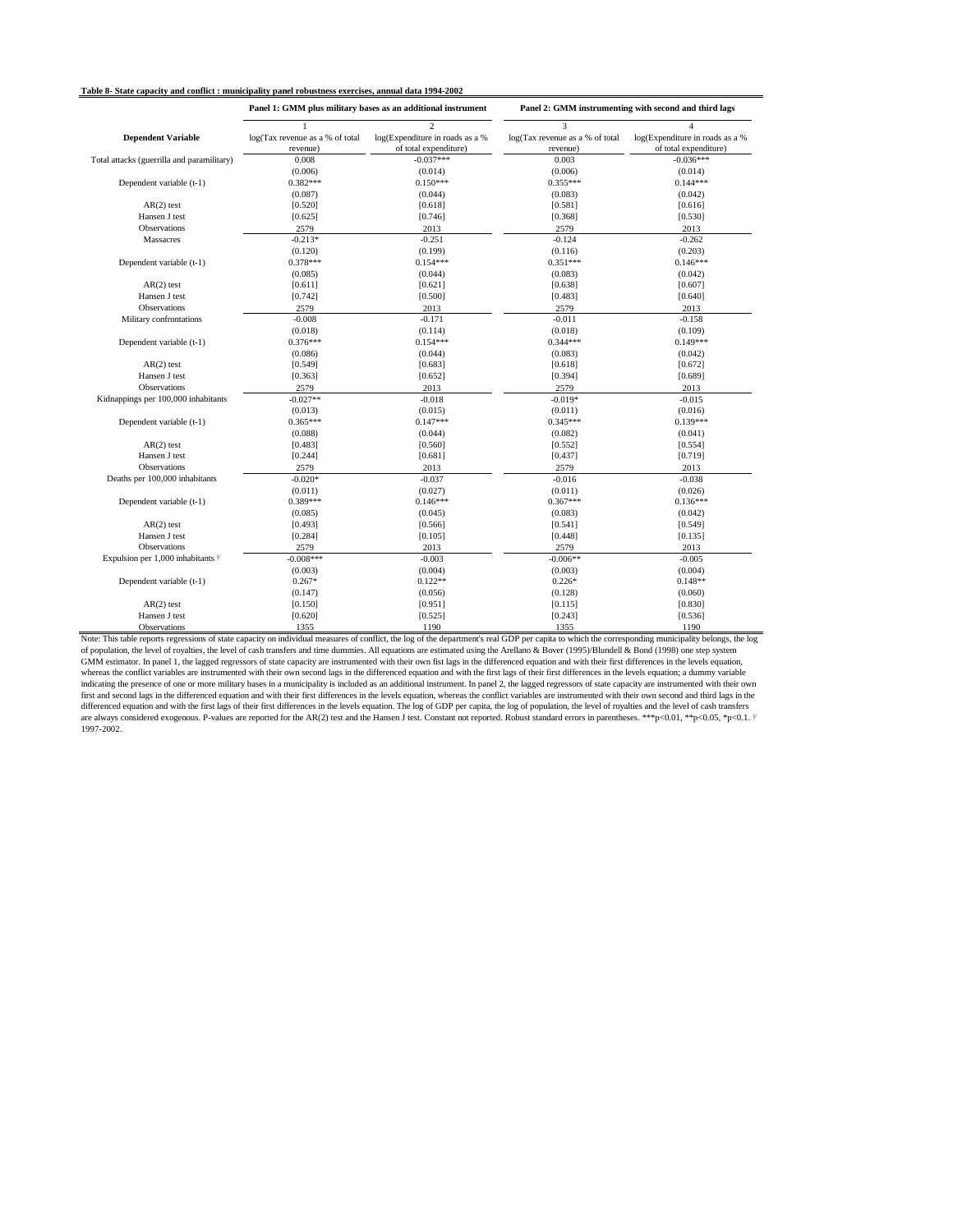**Table 8- State capacity and conflict : municipality panel robustness exercises, annual data 1994-2002**

| | Panel 1: GMM plus military bases as an additional instrument | | Panel 2: GMM instrumenting with second and third lags | |
|---|---|---|---|---|
| | 1 | 2 | 3 | 4 |
| **Dependent Variable** | log(Tax revenue as a % of total revenue) | log(Expenditure in roads as a % of total expenditure) | log(Tax revenue as a % of total revenue) | log(Expenditure in roads as a % of total expenditure) |
| Total attacks (guerrilla and paramilitary) | 0.008 | -0.037*** | 0.003 | -0.036*** |
| | (0.006) | (0.014) | (0.006) | (0.014) |
| Dependent variable (t-1) | 0.382*** | 0.150*** | 0.355*** | 0.144*** |
| | (0.087) | (0.044) | (0.083) | (0.042) |
| AR(2) test | [0.520] | [0.618] | [0.581] | [0.616] |
| Hansen J test | [0.625] | [0.746] | [0.368] | [0.530] |
| Observations | 2579 | 2013 | 2579 | 2013 |
| Massacres | -0.213* | -0.251 | -0.124 | -0.262 |
| | (0.120) | (0.199) | (0.116) | (0.203) |
| Dependent variable (t-1) | 0.378*** | 0.154*** | 0.351*** | 0.146*** |
| | (0.085) | (0.044) | (0.083) | (0.042) |
| AR(2) test | [0.611] | [0.621] | [0.638] | [0.607] |
| Hansen J test | [0.742] | [0.500] | [0.483] | [0.640] |
| Observations | 2579 | 2013 | 2579 | 2013 |
| Military confrontations | -0.008 | -0.171 | -0.011 | -0.158 |
| | (0.018) | (0.114) | (0.018) | (0.109) |
| Dependent variable (t-1) | 0.376*** | 0.154*** | 0.344*** | 0.149*** |
| | (0.086) | (0.044) | (0.083) | (0.042) |
| AR(2) test | [0.549] | [0.683] | [0.618] | [0.672] |
| Hansen J test | [0.363] | [0.652] | [0.394] | [0.689] |
| Observations | 2579 | 2013 | 2579 | 2013 |
| Kidnappings per 100,000 inhabitants | -0.027** | -0.018 | -0.019* | -0.015 |
| | (0.013) | (0.015) | (0.011) | (0.016) |
| Dependent variable (t-1) | 0.365*** | 0.147*** | 0.345*** | 0.139*** |
| | (0.088) | (0.044) | (0.082) | (0.041) |
| AR(2) test | [0.483] | [0.560] | [0.552] | [0.554] |
| Hansen J test | [0.244] | [0.681] | [0.437] | [0.719] |
| Observations | 2579 | 2013 | 2579 | 2013 |
| Deaths per 100,000 inhabitants | -0.020* | -0.037 | -0.016 | -0.038 |
| | (0.011) | (0.027) | (0.011) | (0.026) |
| Dependent variable (t-1) | 0.389*** | 0.146*** | 0.367*** | 0.136*** |
| | (0.085) | (0.045) | (0.083) | (0.042) |
| AR(2) test | [0.493] | [0.566] | [0.541] | [0.549] |
| Hansen J test | [0.284] | [0.105] | [0.448] | [0.135] |
| Observations | 2579 | 2013 | 2579 | 2013 |
| Expulsion per 1,000 inhabitants ¥ | -0.008*** | -0.003 | -0.006** | -0.005 |
| | (0.003) | (0.004) | (0.003) | (0.004) |
| Dependent variable (t-1) | 0.267* | 0.122** | 0.226* | 0.148** |
| | (0.147) | (0.056) | (0.128) | (0.060) |
| AR(2) test | [0.150] | [0.951] | [0.115] | [0.830] |
| Hansen J test | [0.620] | [0.525] | [0.243] | [0.536] |
| Observations | 1355 | 1190 | 1355 | 1190 |

Note: This table reports regressions of state capacity on individual measures of conflict, the log of the department's real GDP per capita to which the corresponding municipality belongs, the log of population, the level of royalties, the level of cash transfers and time dummies. All equations are estimated using the Arellano & Bover (1995)/Blundell & Bond (1998) one step system GMM estimator. In panel 1, the lagged regressors of state capacity are instrumented with their own fist lags in the differenced equation and with their first differences in the levels equation, whereas the conflict variables are instrumented with their own second lags in the differenced equation and with the first lags of their first differences in the levels equation; a dummy variable indicating the presence of one or more military bases in a municipality is included as an additional instrument. In panel 2, the lagged regressors of state capacity are instrumented with their own first and second lags in the differenced equation and with their first differences in the levels equation, whereas the conflict variables are instrumented with their own second and third lags in the differenced equation and with the first lags of their first differences in the levels equation. The log of GDP per capita, the log of population, the level of royalties and the level of cash transfers are always considered exogenous. P-values are reported for the AR(2) test and the Hansen J test. Constant not reported. Robust standard errors in parentheses. ***p<0.01, **p<0.05, *p<0.1. ¥ 1997-2002.